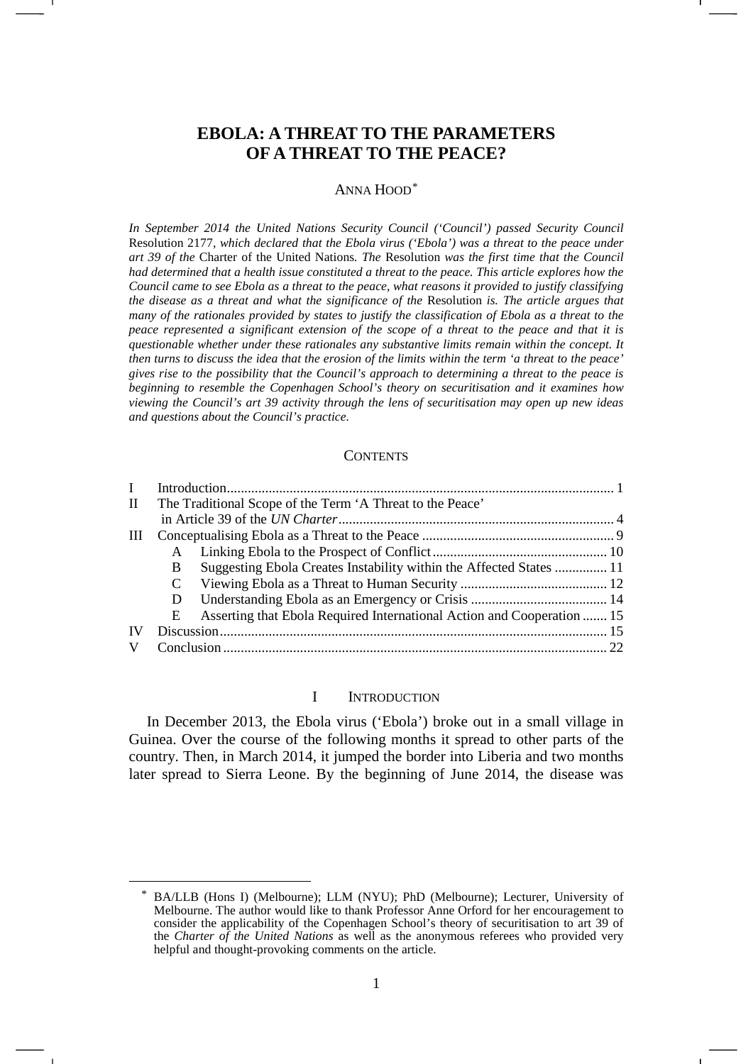# EBOLA: A THREAT TO THE PARAMETERS OF A THREAT TO THE PEACE?

ANNA HOOD[*]

*In September 2014 the United Nations Security Council ('Council') passed Security Council* Resolution 2177*, which declared that the Ebola virus ('Ebola') was a threat to the peace under art 39 of the* Charter of the United Nations*. The* Resolution *was the first time that the Council had determined that a health issue constituted a threat to the peace. This article explores how the Council came to see Ebola as a threat to the peace, what reasons it provided to justify classifying the disease as a threat and what the significance of the* Resolution *is. The article argues that many of the rationales provided by states to justify the classification of Ebola as a threat to the peace represented a significant extension of the scope of a threat to the peace and that it is questionable whether under these rationales any substantive limits remain within the concept. It then turns to discuss the idea that the erosion of the limits within the term 'a threat to the peace' gives rise to the possibility that the Council's approach to determining a threat to the peace is beginning to resemble the Copenhagen School's theory on securitisation and it examines how viewing the Council's art 39 activity through the lens of securitisation may open up new ideas and questions about the Council's practice.*

## CONTENTS

| | | Page |
|---|---|---|
| I | Introduction | 1 |
| II | The Traditional Scope of the Term 'A Threat to the Peace' in Article 39 of the *UN Charter* | 4 |
| III | Conceptualising Ebola as a Threat to the Peace | 9 |
| | A Linking Ebola to the Prospect of Conflict | 10 |
| | B Suggesting Ebola Creates Instability within the Affected States | 11 |
| | C Viewing Ebola as a Threat to Human Security | 12 |
| | D Understanding Ebola as an Emergency or Crisis | 14 |
| | E Asserting that Ebola Required International Action and Cooperation | 15 |
| IV | Discussion | 15 |
| V | Conclusion | 22 |

## I INTRODUCTION

In December 2013, the Ebola virus ('Ebola') broke out in a small village in Guinea. Over the course of the following months it spread to other parts of the country. Then, in March 2014, it jumped the border into Liberia and two months later spread to Sierra Leone. By the beginning of June 2014, the disease was

[*] BA/LLB (Hons I) (Melbourne); LLM (NYU); PhD (Melbourne); Lecturer, University of Melbourne. The author would like to thank Professor Anne Orford for her encouragement to consider the applicability of the Copenhagen School's theory of securitisation to art 39 of the *Charter of the United Nations* as well as the anonymous referees who provided very helpful and thought-provoking comments on the article.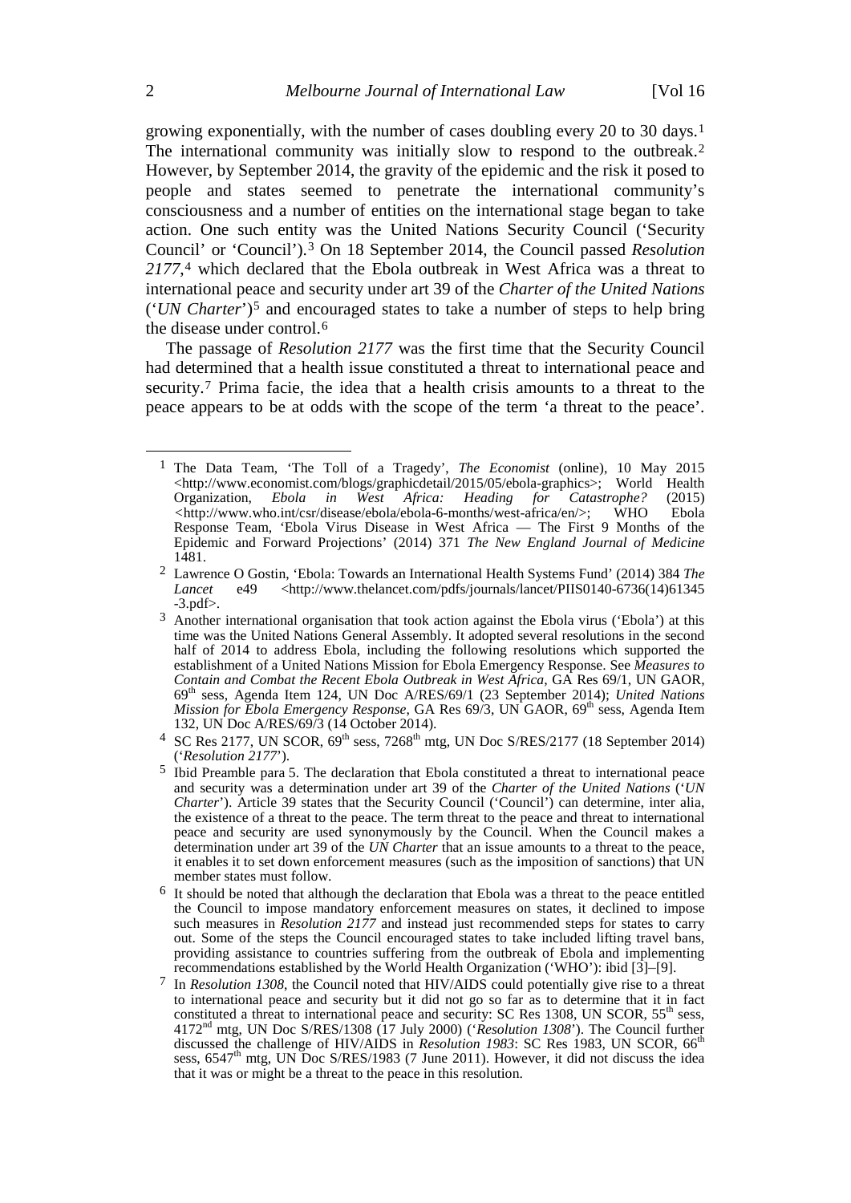growing exponentially, with the number of cases doubling every 20 to 30 days.[1] The international community was initially slow to respond to the outbreak.[2] However, by September 2014, the gravity of the epidemic and the risk it posed to people and states seemed to penetrate the international community's consciousness and a number of entities on the international stage began to take action. One such entity was the United Nations Security Council ('Security Council' or 'Council').[3] On 18 September 2014, the Council passed *Resolution 2177*,[4] which declared that the Ebola outbreak in West Africa was a threat to international peace and security under art 39 of the *Charter of the United Nations* ('*UN Charter*')[5] and encouraged states to take a number of steps to help bring the disease under control.[6]

The passage of *Resolution 2177* was the first time that the Security Council had determined that a health issue constituted a threat to international peace and security.[7] Prima facie, the idea that a health crisis amounts to a threat to the peace appears to be at odds with the scope of the term 'a threat to the peace'.

---

[1] The Data Team, 'The Toll of a Tragedy', *The Economist* (online), 10 May 2015 <http://www.economist.com/blogs/graphicdetail/2015/05/ebola-graphics>; World Health Organization, *Ebola in West Africa: Heading for Catastrophe?* (2015) <http://www.who.int/csr/disease/ebola/ebola-6-months/west-africa/en/>; WHO Ebola Response Team, 'Ebola Virus Disease in West Africa — The First 9 Months of the Epidemic and Forward Projections' (2014) 371 *The New England Journal of Medicine* 1481.

[2] Lawrence O Gostin, 'Ebola: Towards an International Health Systems Fund' (2014) 384 *The Lancet* e49 <http://www.thelancet.com/pdfs/journals/lancet/PIIS0140-6736(14)61345-3.pdf>.

[3] Another international organisation that took action against the Ebola virus ('Ebola') at this time was the United Nations General Assembly. It adopted several resolutions in the second half of 2014 to address Ebola, including the following resolutions which supported the establishment of a United Nations Mission for Ebola Emergency Response. See *Measures to Contain and Combat the Recent Ebola Outbreak in West Africa*, GA Res 69/1, UN GAOR, 69th sess, Agenda Item 124, UN Doc A/RES/69/1 (23 September 2014); *United Nations Mission for Ebola Emergency Response*, GA Res 69/3, UN GAOR, 69th sess, Agenda Item 132, UN Doc A/RES/69/3 (14 October 2014).

[4] SC Res 2177, UN SCOR, 69th sess, 7268th mtg, UN Doc S/RES/2177 (18 September 2014) ('*Resolution 2177*').

[5] Ibid Preamble para 5. The declaration that Ebola constituted a threat to international peace and security was a determination under art 39 of the *Charter of the United Nations* ('*UN Charter*'). Article 39 states that the Security Council ('Council') can determine, inter alia, the existence of a threat to the peace. The term threat to the peace and threat to international peace and security are used synonymously by the Council. When the Council makes a determination under art 39 of the *UN Charter* that an issue amounts to a threat to the peace, it enables it to set down enforcement measures (such as the imposition of sanctions) that UN member states must follow.

[6] It should be noted that although the declaration that Ebola was a threat to the peace entitled the Council to impose mandatory enforcement measures on states, it declined to impose such measures in *Resolution 2177* and instead just recommended steps for states to carry out. Some of the steps the Council encouraged states to take included lifting travel bans, providing assistance to countries suffering from the outbreak of Ebola and implementing recommendations established by the World Health Organization ('WHO'): ibid [3]–[9].

[7] In *Resolution 1308*, the Council noted that HIV/AIDS could potentially give rise to a threat to international peace and security but it did not go so far as to determine that it in fact constituted a threat to international peace and security: SC Res 1308, UN SCOR, 55th sess, 4172nd mtg, UN Doc S/RES/1308 (17 July 2000) ('*Resolution 1308*'). The Council further discussed the challenge of HIV/AIDS in *Resolution 1983*: SC Res 1983, UN SCOR, 66th sess, 6547th mtg, UN Doc S/RES/1983 (7 June 2011). However, it did not discuss the idea that it was or might be a threat to the peace in this resolution.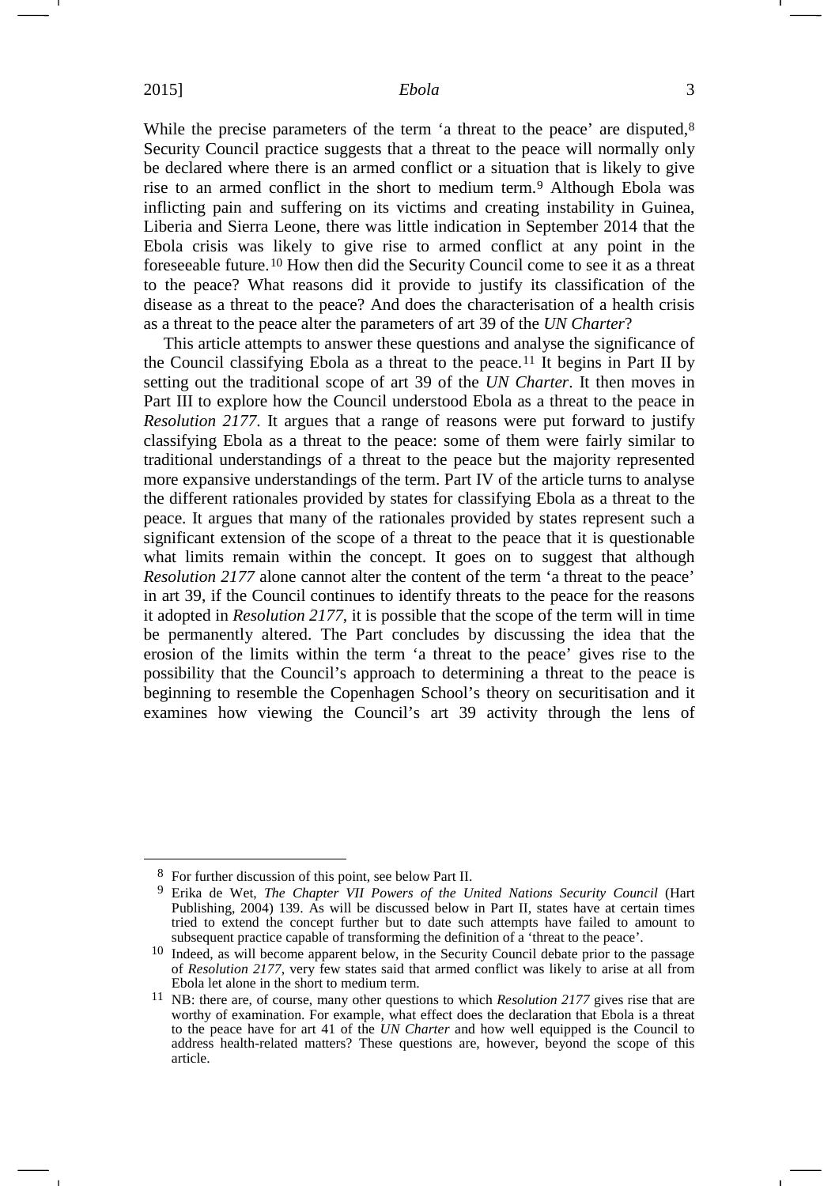While the precise parameters of the term 'a threat to the peace' are disputed,[8] Security Council practice suggests that a threat to the peace will normally only be declared where there is an armed conflict or a situation that is likely to give rise to an armed conflict in the short to medium term.[9] Although Ebola was inflicting pain and suffering on its victims and creating instability in Guinea, Liberia and Sierra Leone, there was little indication in September 2014 that the Ebola crisis was likely to give rise to armed conflict at any point in the foreseeable future.[10] How then did the Security Council come to see it as a threat to the peace? What reasons did it provide to justify its classification of the disease as a threat to the peace? And does the characterisation of a health crisis as a threat to the peace alter the parameters of art 39 of the *UN Charter*?

This article attempts to answer these questions and analyse the significance of the Council classifying Ebola as a threat to the peace.[11] It begins in Part II by setting out the traditional scope of art 39 of the *UN Charter*. It then moves in Part III to explore how the Council understood Ebola as a threat to the peace in *Resolution 2177*. It argues that a range of reasons were put forward to justify classifying Ebola as a threat to the peace: some of them were fairly similar to traditional understandings of a threat to the peace but the majority represented more expansive understandings of the term. Part IV of the article turns to analyse the different rationales provided by states for classifying Ebola as a threat to the peace. It argues that many of the rationales provided by states represent such a significant extension of the scope of a threat to the peace that it is questionable what limits remain within the concept. It goes on to suggest that although *Resolution 2177* alone cannot alter the content of the term 'a threat to the peace' in art 39, if the Council continues to identify threats to the peace for the reasons it adopted in *Resolution 2177*, it is possible that the scope of the term will in time be permanently altered. The Part concludes by discussing the idea that the erosion of the limits within the term 'a threat to the peace' gives rise to the possibility that the Council's approach to determining a threat to the peace is beginning to resemble the Copenhagen School's theory on securitisation and it examines how viewing the Council's art 39 activity through the lens of

---

[8] For further discussion of this point, see below Part II.

[9] Erika de Wet, *The Chapter VII Powers of the United Nations Security Council* (Hart Publishing, 2004) 139. As will be discussed below in Part II, states have at certain times tried to extend the concept further but to date such attempts have failed to amount to subsequent practice capable of transforming the definition of a 'threat to the peace'.

[10] Indeed, as will become apparent below, in the Security Council debate prior to the passage of *Resolution 2177*, very few states said that armed conflict was likely to arise at all from Ebola let alone in the short to medium term.

[11] NB: there are, of course, many other questions to which *Resolution 2177* gives rise that are worthy of examination. For example, what effect does the declaration that Ebola is a threat to the peace have for art 41 of the *UN Charter* and how well equipped is the Council to address health-related matters? These questions are, however, beyond the scope of this article.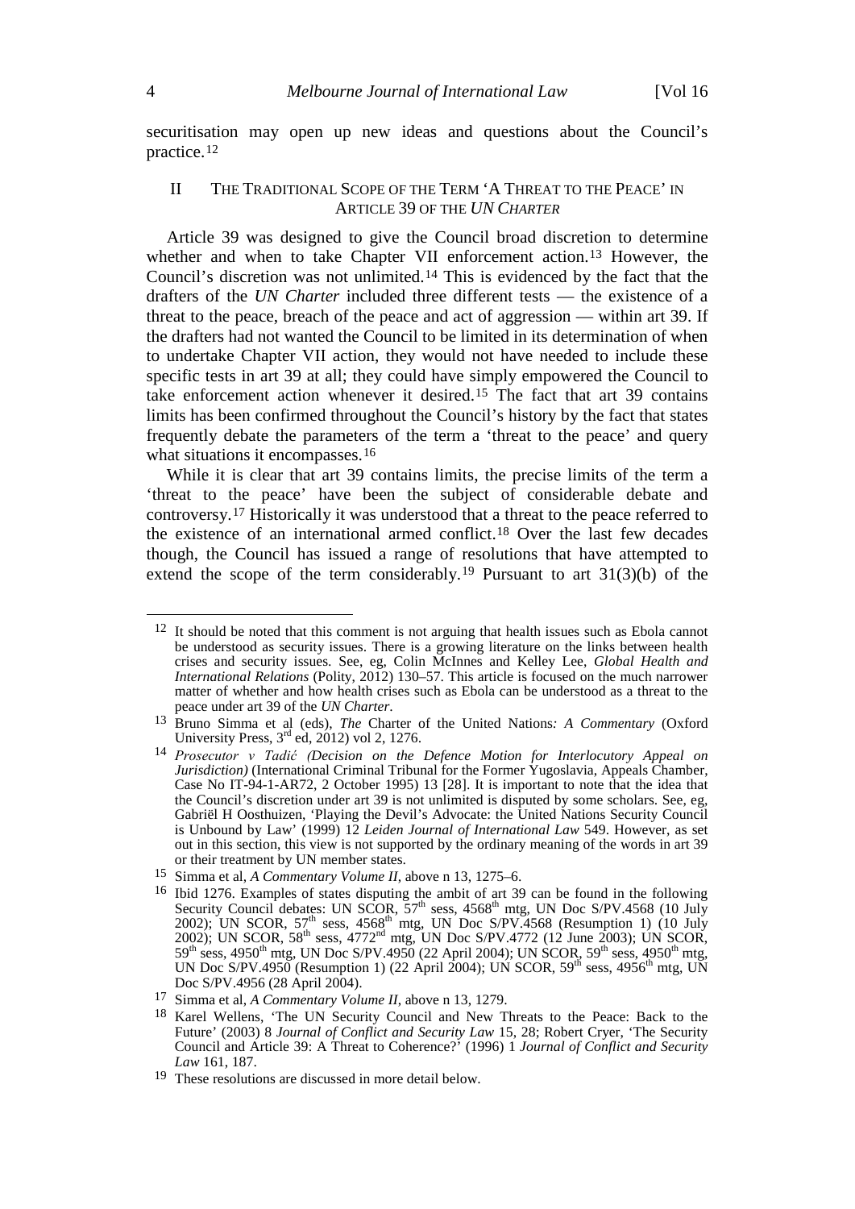securitisation may open up new ideas and questions about the Council's practice.[12]

## II THE TRADITIONAL SCOPE OF THE TERM 'A THREAT TO THE PEACE' IN ARTICLE 39 OF THE *UN CHARTER*

Article 39 was designed to give the Council broad discretion to determine whether and when to take Chapter VII enforcement action.[13] However, the Council's discretion was not unlimited.[14] This is evidenced by the fact that the drafters of the *UN Charter* included three different tests — the existence of a threat to the peace, breach of the peace and act of aggression — within art 39. If the drafters had not wanted the Council to be limited in its determination of when to undertake Chapter VII action, they would not have needed to include these specific tests in art 39 at all; they could have simply empowered the Council to take enforcement action whenever it desired.[15] The fact that art 39 contains limits has been confirmed throughout the Council's history by the fact that states frequently debate the parameters of the term a 'threat to the peace' and query what situations it encompasses.[16]

While it is clear that art 39 contains limits, the precise limits of the term a 'threat to the peace' have been the subject of considerable debate and controversy.[17] Historically it was understood that a threat to the peace referred to the existence of an international armed conflict.[18] Over the last few decades though, the Council has issued a range of resolutions that have attempted to extend the scope of the term considerably.[19] Pursuant to art 31(3)(b) of the

---

[12] It should be noted that this comment is not arguing that health issues such as Ebola cannot be understood as security issues. There is a growing literature on the links between health crises and security issues. See, eg, Colin McInnes and Kelley Lee, *Global Health and International Relations* (Polity, 2012) 130–57. This article is focused on the much narrower matter of whether and how health crises such as Ebola can be understood as a threat to the peace under art 39 of the *UN Charter*.

[13] Bruno Simma et al (eds), *The* Charter of the United Nations*: A Commentary* (Oxford University Press, 3rd ed, 2012) vol 2, 1276.

[14] *Prosecutor v Tadić (Decision on the Defence Motion for Interlocutory Appeal on Jurisdiction)* (International Criminal Tribunal for the Former Yugoslavia, Appeals Chamber, Case No IT-94-1-AR72, 2 October 1995) 13 [28]. It is important to note that the idea that the Council's discretion under art 39 is not unlimited is disputed by some scholars. See, eg, Gabriël H Oosthuizen, 'Playing the Devil's Advocate: the United Nations Security Council is Unbound by Law' (1999) 12 *Leiden Journal of International Law* 549. However, as set out in this section, this view is not supported by the ordinary meaning of the words in art 39 or their treatment by UN member states.

[15] Simma et al, *A Commentary Volume II*, above n 13, 1275–6.

[16] Ibid 1276. Examples of states disputing the ambit of art 39 can be found in the following Security Council debates: UN SCOR, 57th sess, 4568th mtg, UN Doc S/PV.4568 (10 July 2002); UN SCOR, 57th sess, 4568th mtg, UN Doc S/PV.4568 (Resumption 1) (10 July 2002); UN SCOR, 58th sess, 4772nd mtg, UN Doc S/PV.4772 (12 June 2003); UN SCOR, 59th sess, 4950th mtg, UN Doc S/PV.4950 (22 April 2004); UN SCOR, 59th sess, 4950th mtg, UN Doc S/PV.4950 (Resumption 1) (22 April 2004); UN SCOR, 59th sess, 4956th mtg, UN Doc S/PV.4956 (28 April 2004).

[17] Simma et al, *A Commentary Volume II*, above n 13, 1279.

[18] Karel Wellens, 'The UN Security Council and New Threats to the Peace: Back to the Future' (2003) 8 *Journal of Conflict and Security Law* 15, 28; Robert Cryer, 'The Security Council and Article 39: A Threat to Coherence?' (1996) 1 *Journal of Conflict and Security Law* 161, 187.

[19] These resolutions are discussed in more detail below.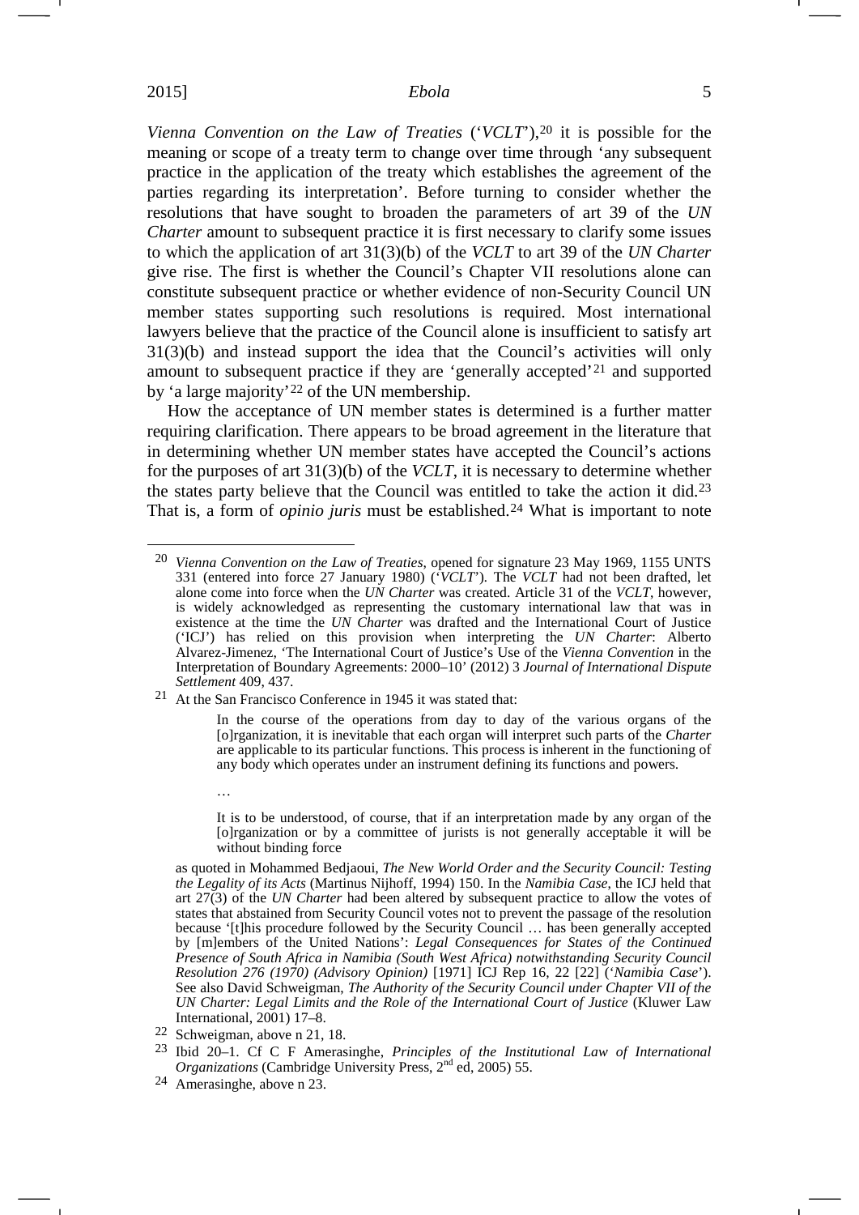*Vienna Convention on the Law of Treaties* ('*VCLT*'),[20] it is possible for the meaning or scope of a treaty term to change over time through 'any subsequent practice in the application of the treaty which establishes the agreement of the parties regarding its interpretation'. Before turning to consider whether the resolutions that have sought to broaden the parameters of art 39 of the *UN Charter* amount to subsequent practice it is first necessary to clarify some issues to which the application of art 31(3)(b) of the *VCLT* to art 39 of the *UN Charter* give rise. The first is whether the Council's Chapter VII resolutions alone can constitute subsequent practice or whether evidence of non-Security Council UN member states supporting such resolutions is required. Most international lawyers believe that the practice of the Council alone is insufficient to satisfy art 31(3)(b) and instead support the idea that the Council's activities will only amount to subsequent practice if they are 'generally accepted'[21] and supported by 'a large majority'[22] of the UN membership.

How the acceptance of UN member states is determined is a further matter requiring clarification. There appears to be broad agreement in the literature that in determining whether UN member states have accepted the Council's actions for the purposes of art 31(3)(b) of the *VCLT*, it is necessary to determine whether the states party believe that the Council was entitled to take the action it did.[23] That is, a form of *opinio juris* must be established.[24] What is important to note

---

[20] *Vienna Convention on the Law of Treaties*, opened for signature 23 May 1969, 1155 UNTS 331 (entered into force 27 January 1980) ('*VCLT*'). The *VCLT* had not been drafted, let alone come into force when the *UN Charter* was created. Article 31 of the *VCLT*, however, is widely acknowledged as representing the customary international law that was in existence at the time the *UN Charter* was drafted and the International Court of Justice ('ICJ') has relied on this provision when interpreting the *UN Charter*: Alberto Alvarez-Jimenez, 'The International Court of Justice's Use of the *Vienna Convention* in the Interpretation of Boundary Agreements: 2000–10' (2012) 3 *Journal of International Dispute Settlement* 409, 437.

[21] At the San Francisco Conference in 1945 it was stated that:

> In the course of the operations from day to day of the various organs of the [o]rganization, it is inevitable that each organ will interpret such parts of the *Charter* are applicable to its particular functions. This process is inherent in the functioning of any body which operates under an instrument defining its functions and powers.
>
> …
>
> It is to be understood, of course, that if an interpretation made by any organ of the [o]rganization or by a committee of jurists is not generally acceptable it will be without binding force

as quoted in Mohammed Bedjaoui, *The New World Order and the Security Council: Testing the Legality of its Acts* (Martinus Nijhoff, 1994) 150. In the *Namibia Case*, the ICJ held that art 27(3) of the *UN Charter* had been altered by subsequent practice to allow the votes of states that abstained from Security Council votes not to prevent the passage of the resolution because '[t]his procedure followed by the Security Council … has been generally accepted by [m]embers of the United Nations': *Legal Consequences for States of the Continued Presence of South Africa in Namibia (South West Africa) notwithstanding Security Council Resolution 276 (1970) (Advisory Opinion)* [1971] ICJ Rep 16, 22 [22] ('*Namibia Case*'). See also David Schweigman, *The Authority of the Security Council under Chapter VII of the UN Charter: Legal Limits and the Role of the International Court of Justice* (Kluwer Law International, 2001) 17–8.

[22] Schweigman, above n 21, 18.

[23] Ibid 20–1. Cf C F Amerasinghe, *Principles of the Institutional Law of International Organizations* (Cambridge University Press, 2nd ed, 2005) 55.

[24] Amerasinghe, above n 23.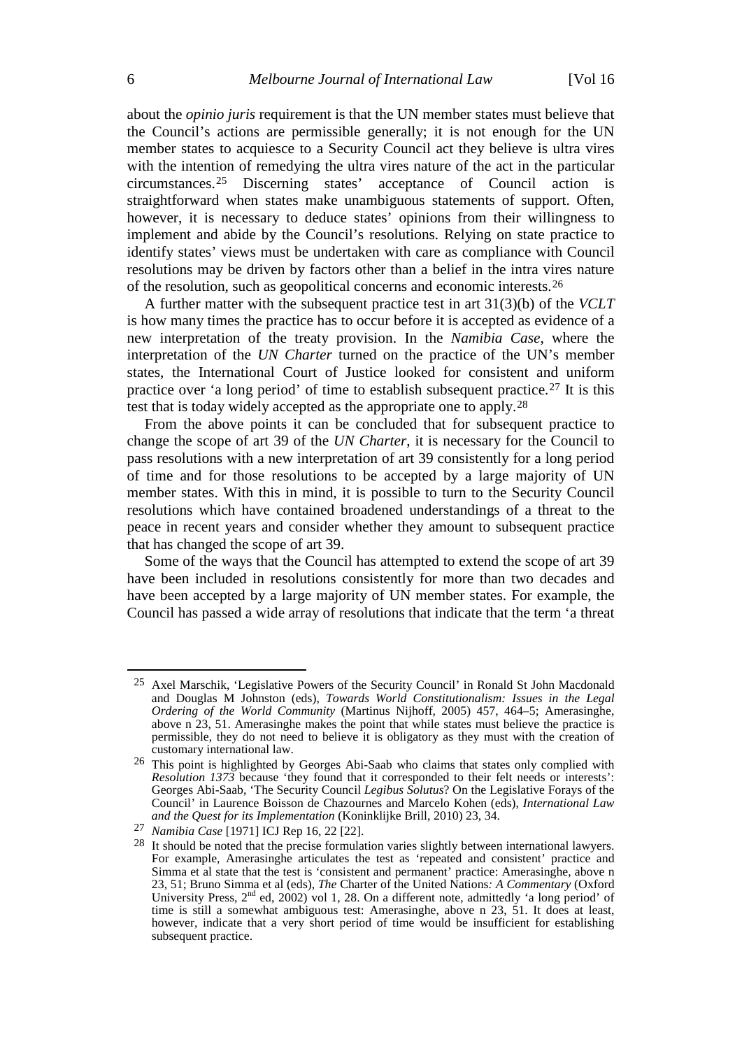about the *opinio juris* requirement is that the UN member states must believe that the Council's actions are permissible generally; it is not enough for the UN member states to acquiesce to a Security Council act they believe is ultra vires with the intention of remedying the ultra vires nature of the act in the particular circumstances.[25] Discerning states' acceptance of Council action is straightforward when states make unambiguous statements of support. Often, however, it is necessary to deduce states' opinions from their willingness to implement and abide by the Council's resolutions. Relying on state practice to identify states' views must be undertaken with care as compliance with Council resolutions may be driven by factors other than a belief in the intra vires nature of the resolution, such as geopolitical concerns and economic interests.[26]

A further matter with the subsequent practice test in art 31(3)(b) of the *VCLT* is how many times the practice has to occur before it is accepted as evidence of a new interpretation of the treaty provision. In the *Namibia Case*, where the interpretation of the *UN Charter* turned on the practice of the UN's member states, the International Court of Justice looked for consistent and uniform practice over 'a long period' of time to establish subsequent practice.[27] It is this test that is today widely accepted as the appropriate one to apply.[28]

From the above points it can be concluded that for subsequent practice to change the scope of art 39 of the *UN Charter*, it is necessary for the Council to pass resolutions with a new interpretation of art 39 consistently for a long period of time and for those resolutions to be accepted by a large majority of UN member states. With this in mind, it is possible to turn to the Security Council resolutions which have contained broadened understandings of a threat to the peace in recent years and consider whether they amount to subsequent practice that has changed the scope of art 39.

Some of the ways that the Council has attempted to extend the scope of art 39 have been included in resolutions consistently for more than two decades and have been accepted by a large majority of UN member states. For example, the Council has passed a wide array of resolutions that indicate that the term 'a threat

---

[25] Axel Marschik, 'Legislative Powers of the Security Council' in Ronald St John Macdonald and Douglas M Johnston (eds), *Towards World Constitutionalism: Issues in the Legal Ordering of the World Community* (Martinus Nijhoff, 2005) 457, 464–5; Amerasinghe, above n 23, 51. Amerasinghe makes the point that while states must believe the practice is permissible, they do not need to believe it is obligatory as they must with the creation of customary international law.

[26] This point is highlighted by Georges Abi-Saab who claims that states only complied with *Resolution 1373* because 'they found that it corresponded to their felt needs or interests': Georges Abi-Saab, 'The Security Council *Legibus Solutus*? On the Legislative Forays of the Council' in Laurence Boisson de Chazournes and Marcelo Kohen (eds), *International Law and the Quest for its Implementation* (Koninklijke Brill, 2010) 23, 34.

[27] *Namibia Case* [1971] ICJ Rep 16, 22 [22].

[28] It should be noted that the precise formulation varies slightly between international lawyers. For example, Amerasinghe articulates the test as 'repeated and consistent' practice and Simma et al state that the test is 'consistent and permanent' practice: Amerasinghe, above n 23, 51; Bruno Simma et al (eds), *The* Charter of the United Nations*: A Commentary* (Oxford University Press, 2nd ed, 2002) vol 1, 28. On a different note, admittedly 'a long period' of time is still a somewhat ambiguous test: Amerasinghe, above n 23, 51. It does at least, however, indicate that a very short period of time would be insufficient for establishing subsequent practice.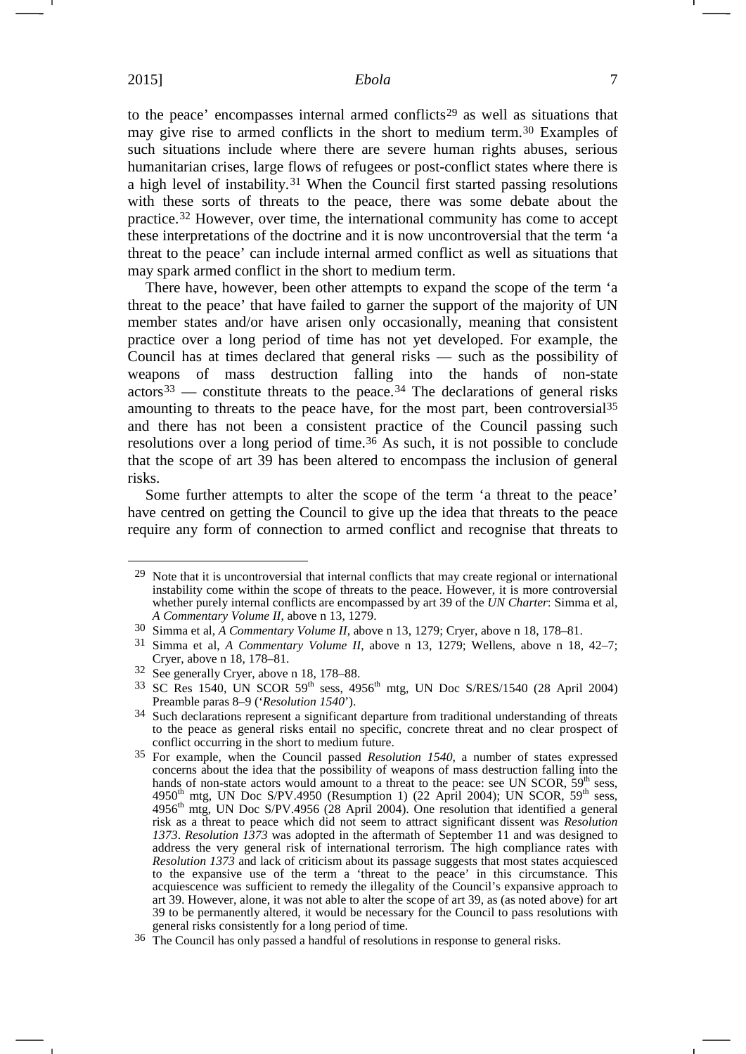to the peace' encompasses internal armed conflicts[29] as well as situations that may give rise to armed conflicts in the short to medium term.[30] Examples of such situations include where there are severe human rights abuses, serious humanitarian crises, large flows of refugees or post-conflict states where there is a high level of instability.[31] When the Council first started passing resolutions with these sorts of threats to the peace, there was some debate about the practice.[32] However, over time, the international community has come to accept these interpretations of the doctrine and it is now uncontroversial that the term 'a threat to the peace' can include internal armed conflict as well as situations that may spark armed conflict in the short to medium term.

There have, however, been other attempts to expand the scope of the term 'a threat to the peace' that have failed to garner the support of the majority of UN member states and/or have arisen only occasionally, meaning that consistent practice over a long period of time has not yet developed. For example, the Council has at times declared that general risks — such as the possibility of weapons of mass destruction falling into the hands of non-state actors[33] — constitute threats to the peace.[34] The declarations of general risks amounting to threats to the peace have, for the most part, been controversial[35] and there has not been a consistent practice of the Council passing such resolutions over a long period of time.[36] As such, it is not possible to conclude that the scope of art 39 has been altered to encompass the inclusion of general risks.

Some further attempts to alter the scope of the term 'a threat to the peace' have centred on getting the Council to give up the idea that threats to the peace require any form of connection to armed conflict and recognise that threats to

---

[29] Note that it is uncontroversial that internal conflicts that may create regional or international instability come within the scope of threats to the peace. However, it is more controversial whether purely internal conflicts are encompassed by art 39 of the *UN Charter*: Simma et al, *A Commentary Volume II*, above n 13, 1279.

[30] Simma et al, *A Commentary Volume II*, above n 13, 1279; Cryer, above n 18, 178–81.

[31] Simma et al, *A Commentary Volume II*, above n 13, 1279; Wellens, above n 18, 42–7; Cryer, above n 18, 178–81.

[32] See generally Cryer, above n 18, 178–88.

[33] SC Res 1540, UN SCOR 59th sess, 4956th mtg, UN Doc S/RES/1540 (28 April 2004) Preamble paras 8–9 ('*Resolution 1540*').

[34] Such declarations represent a significant departure from traditional understanding of threats to the peace as general risks entail no specific, concrete threat and no clear prospect of conflict occurring in the short to medium future.

[35] For example, when the Council passed *Resolution 1540*, a number of states expressed concerns about the idea that the possibility of weapons of mass destruction falling into the hands of non-state actors would amount to a threat to the peace: see UN SCOR, 59th sess, 4950th mtg, UN Doc S/PV.4950 (Resumption 1) (22 April 2004); UN SCOR, 59th sess, 4956th mtg, UN Doc S/PV.4956 (28 April 2004). One resolution that identified a general risk as a threat to peace which did not seem to attract significant dissent was *Resolution 1373*. *Resolution 1373* was adopted in the aftermath of September 11 and was designed to address the very general risk of international terrorism. The high compliance rates with *Resolution 1373* and lack of criticism about its passage suggests that most states acquiesced to the expansive use of the term a 'threat to the peace' in this circumstance. This acquiescence was sufficient to remedy the illegality of the Council's expansive approach to art 39. However, alone, it was not able to alter the scope of art 39, as (as noted above) for art 39 to be permanently altered, it would be necessary for the Council to pass resolutions with general risks consistently for a long period of time.

[36] The Council has only passed a handful of resolutions in response to general risks.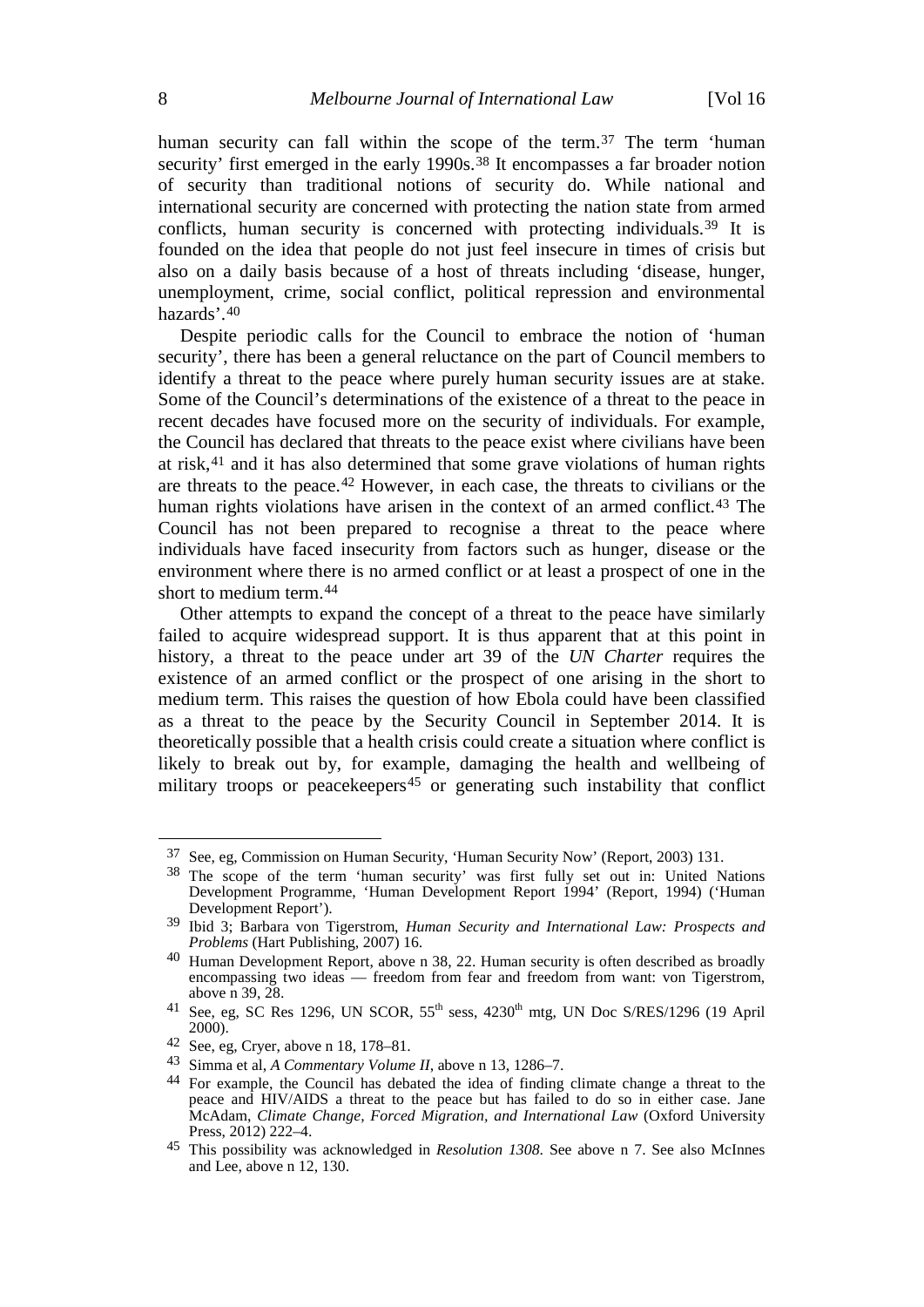human security can fall within the scope of the term.[37] The term 'human security' first emerged in the early 1990s.[38] It encompasses a far broader notion of security than traditional notions of security do. While national and international security are concerned with protecting the nation state from armed conflicts, human security is concerned with protecting individuals.[39] It is founded on the idea that people do not just feel insecure in times of crisis but also on a daily basis because of a host of threats including 'disease, hunger, unemployment, crime, social conflict, political repression and environmental hazards'.[40]

Despite periodic calls for the Council to embrace the notion of 'human security', there has been a general reluctance on the part of Council members to identify a threat to the peace where purely human security issues are at stake. Some of the Council's determinations of the existence of a threat to the peace in recent decades have focused more on the security of individuals. For example, the Council has declared that threats to the peace exist where civilians have been at risk,[41] and it has also determined that some grave violations of human rights are threats to the peace.[42] However, in each case, the threats to civilians or the human rights violations have arisen in the context of an armed conflict.[43] The Council has not been prepared to recognise a threat to the peace where individuals have faced insecurity from factors such as hunger, disease or the environment where there is no armed conflict or at least a prospect of one in the short to medium term.[44]

Other attempts to expand the concept of a threat to the peace have similarly failed to acquire widespread support. It is thus apparent that at this point in history, a threat to the peace under art 39 of the *UN Charter* requires the existence of an armed conflict or the prospect of one arising in the short to medium term. This raises the question of how Ebola could have been classified as a threat to the peace by the Security Council in September 2014. It is theoretically possible that a health crisis could create a situation where conflict is likely to break out by, for example, damaging the health and wellbeing of military troops or peacekeepers[45] or generating such instability that conflict

---

[37] See, eg, Commission on Human Security, 'Human Security Now' (Report, 2003) 131.

[38] The scope of the term 'human security' was first fully set out in: United Nations Development Programme, 'Human Development Report 1994' (Report, 1994) ('Human Development Report').

[39] Ibid 3; Barbara von Tigerstrom, *Human Security and International Law: Prospects and Problems* (Hart Publishing, 2007) 16.

[40] Human Development Report, above n 38, 22. Human security is often described as broadly encompassing two ideas — freedom from fear and freedom from want: von Tigerstrom, above n 39, 28.

[41] See, eg, SC Res 1296, UN SCOR, 55th sess, 4230th mtg, UN Doc S/RES/1296 (19 April 2000).

[42] See, eg, Cryer, above n 18, 178–81.

[43] Simma et al, *A Commentary Volume II*, above n 13, 1286–7.

[44] For example, the Council has debated the idea of finding climate change a threat to the peace and HIV/AIDS a threat to the peace but has failed to do so in either case. Jane McAdam, *Climate Change, Forced Migration, and International Law* (Oxford University Press, 2012) 222–4.

[45] This possibility was acknowledged in *Resolution 1308*. See above n 7. See also McInnes and Lee, above n 12, 130.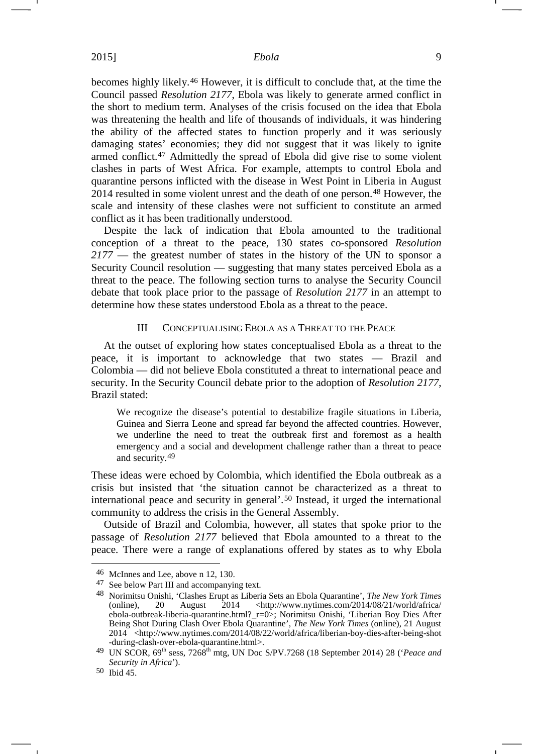becomes highly likely.[46] However, it is difficult to conclude that, at the time the Council passed *Resolution 2177*, Ebola was likely to generate armed conflict in the short to medium term. Analyses of the crisis focused on the idea that Ebola was threatening the health and life of thousands of individuals, it was hindering the ability of the affected states to function properly and it was seriously damaging states' economies; they did not suggest that it was likely to ignite armed conflict.[47] Admittedly the spread of Ebola did give rise to some violent clashes in parts of West Africa. For example, attempts to control Ebola and quarantine persons inflicted with the disease in West Point in Liberia in August 2014 resulted in some violent unrest and the death of one person.[48] However, the scale and intensity of these clashes were not sufficient to constitute an armed conflict as it has been traditionally understood.

Despite the lack of indication that Ebola amounted to the traditional conception of a threat to the peace, 130 states co-sponsored *Resolution 2177* — the greatest number of states in the history of the UN to sponsor a Security Council resolution — suggesting that many states perceived Ebola as a threat to the peace. The following section turns to analyse the Security Council debate that took place prior to the passage of *Resolution 2177* in an attempt to determine how these states understood Ebola as a threat to the peace.

## III Conceptualising Ebola as a Threat to the Peace

At the outset of exploring how states conceptualised Ebola as a threat to the peace, it is important to acknowledge that two states — Brazil and Colombia — did not believe Ebola constituted a threat to international peace and security. In the Security Council debate prior to the adoption of *Resolution 2177*, Brazil stated:

> We recognize the disease's potential to destabilize fragile situations in Liberia, Guinea and Sierra Leone and spread far beyond the affected countries. However, we underline the need to treat the outbreak first and foremost as a health emergency and a social and development challenge rather than a threat to peace and security.[49]

These ideas were echoed by Colombia, which identified the Ebola outbreak as a crisis but insisted that 'the situation cannot be characterized as a threat to international peace and security in general'.[50] Instead, it urged the international community to address the crisis in the General Assembly.

Outside of Brazil and Colombia, however, all states that spoke prior to the passage of *Resolution 2177* believed that Ebola amounted to a threat to the peace. There were a range of explanations offered by states as to why Ebola

---

46 McInnes and Lee, above n 12, 130.

47 See below Part III and accompanying text.

48 Norimitsu Onishi, 'Clashes Erupt as Liberia Sets an Ebola Quarantine', *The New York Times* (online), 20 August 2014 <http://www.nytimes.com/2014/08/21/world/africa/ebola-outbreak-liberia-quarantine.html?_r=0>; Norimitsu Onishi, 'Liberian Boy Dies After Being Shot During Clash Over Ebola Quarantine', *The New York Times* (online), 21 August 2014 <http://www.nytimes.com/2014/08/22/world/africa/liberian-boy-dies-after-being-shot-during-clash-over-ebola-quarantine.html>.

49 UN SCOR, 69th sess, 7268th mtg, UN Doc S/PV.7268 (18 September 2014) 28 ('*Peace and Security in Africa*').

50 Ibid 45.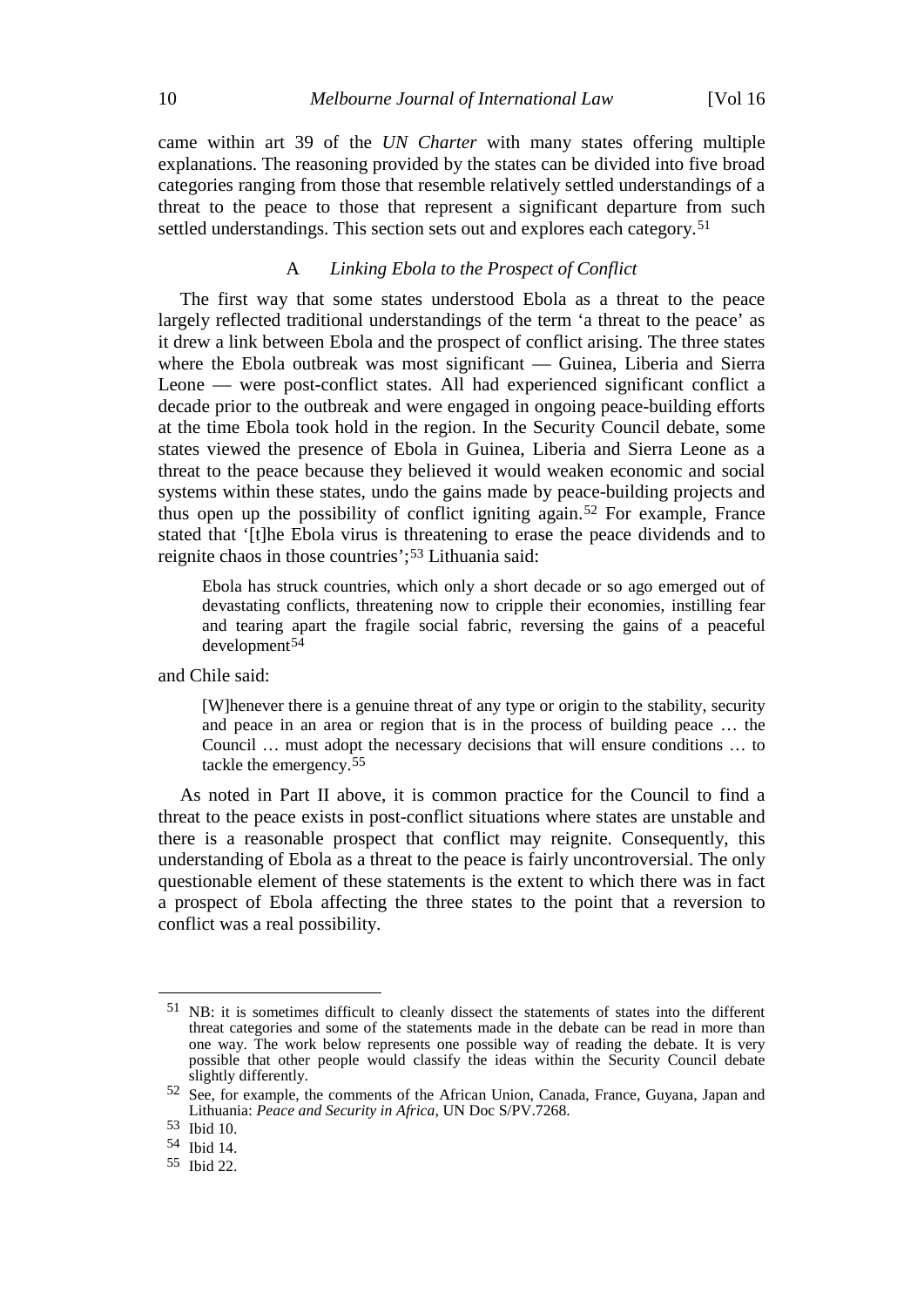came within art 39 of the *UN Charter* with many states offering multiple explanations. The reasoning provided by the states can be divided into five broad categories ranging from those that resemble relatively settled understandings of a threat to the peace to those that represent a significant departure from such settled understandings. This section sets out and explores each category.[51]

### A *Linking Ebola to the Prospect of Conflict*

The first way that some states understood Ebola as a threat to the peace largely reflected traditional understandings of the term 'a threat to the peace' as it drew a link between Ebola and the prospect of conflict arising. The three states where the Ebola outbreak was most significant — Guinea, Liberia and Sierra Leone — were post-conflict states. All had experienced significant conflict a decade prior to the outbreak and were engaged in ongoing peace-building efforts at the time Ebola took hold in the region. In the Security Council debate, some states viewed the presence of Ebola in Guinea, Liberia and Sierra Leone as a threat to the peace because they believed it would weaken economic and social systems within these states, undo the gains made by peace-building projects and thus open up the possibility of conflict igniting again.[52] For example, France stated that '[t]he Ebola virus is threatening to erase the peace dividends and to reignite chaos in those countries';[53] Lithuania said:

> Ebola has struck countries, which only a short decade or so ago emerged out of devastating conflicts, threatening now to cripple their economies, instilling fear and tearing apart the fragile social fabric, reversing the gains of a peaceful development[54]

and Chile said:

> [W]henever there is a genuine threat of any type or origin to the stability, security and peace in an area or region that is in the process of building peace … the Council … must adopt the necessary decisions that will ensure conditions … to tackle the emergency.[55]

As noted in Part II above, it is common practice for the Council to find a threat to the peace exists in post-conflict situations where states are unstable and there is a reasonable prospect that conflict may reignite. Consequently, this understanding of Ebola as a threat to the peace is fairly uncontroversial. The only questionable element of these statements is the extent to which there was in fact a prospect of Ebola affecting the three states to the point that a reversion to conflict was a real possibility.

---

[51] NB: it is sometimes difficult to cleanly dissect the statements of states into the different threat categories and some of the statements made in the debate can be read in more than one way. The work below represents one possible way of reading the debate. It is very possible that other people would classify the ideas within the Security Council debate slightly differently.

[52] See, for example, the comments of the African Union, Canada, France, Guyana, Japan and Lithuania: *Peace and Security in Africa*, UN Doc S/PV.7268.

[53] Ibid 10.

[54] Ibid 14.

[55] Ibid 22.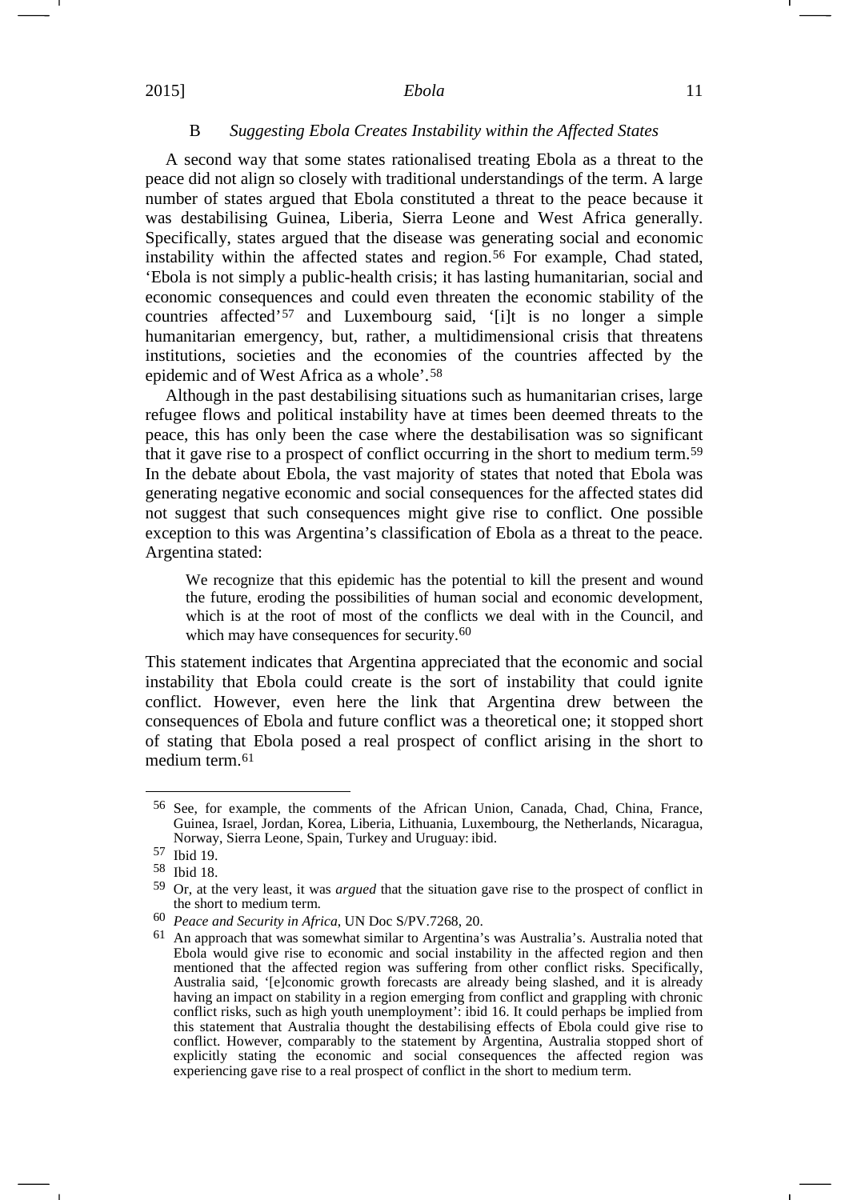### B *Suggesting Ebola Creates Instability within the Affected States*

A second way that some states rationalised treating Ebola as a threat to the peace did not align so closely with traditional understandings of the term. A large number of states argued that Ebola constituted a threat to the peace because it was destabilising Guinea, Liberia, Sierra Leone and West Africa generally. Specifically, states argued that the disease was generating social and economic instability within the affected states and region.[56] For example, Chad stated, 'Ebola is not simply a public-health crisis; it has lasting humanitarian, social and economic consequences and could even threaten the economic stability of the countries affected'[57] and Luxembourg said, '[i]t is no longer a simple humanitarian emergency, but, rather, a multidimensional crisis that threatens institutions, societies and the economies of the countries affected by the epidemic and of West Africa as a whole'.[58]

Although in the past destabilising situations such as humanitarian crises, large refugee flows and political instability have at times been deemed threats to the peace, this has only been the case where the destabilisation was so significant that it gave rise to a prospect of conflict occurring in the short to medium term.[59] In the debate about Ebola, the vast majority of states that noted that Ebola was generating negative economic and social consequences for the affected states did not suggest that such consequences might give rise to conflict. One possible exception to this was Argentina's classification of Ebola as a threat to the peace. Argentina stated:

> We recognize that this epidemic has the potential to kill the present and wound the future, eroding the possibilities of human social and economic development, which is at the root of most of the conflicts we deal with in the Council, and which may have consequences for security.[60]

This statement indicates that Argentina appreciated that the economic and social instability that Ebola could create is the sort of instability that could ignite conflict. However, even here the link that Argentina drew between the consequences of Ebola and future conflict was a theoretical one; it stopped short of stating that Ebola posed a real prospect of conflict arising in the short to medium term.[61]

---

[56] See, for example, the comments of the African Union, Canada, Chad, China, France, Guinea, Israel, Jordan, Korea, Liberia, Lithuania, Luxembourg, the Netherlands, Nicaragua, Norway, Sierra Leone, Spain, Turkey and Uruguay: ibid.

[57] Ibid 19.

[58] Ibid 18.

[59] Or, at the very least, it was *argued* that the situation gave rise to the prospect of conflict in the short to medium term.

[60] *Peace and Security in Africa*, UN Doc S/PV.7268, 20.

[61] An approach that was somewhat similar to Argentina's was Australia's. Australia noted that Ebola would give rise to economic and social instability in the affected region and then mentioned that the affected region was suffering from other conflict risks. Specifically, Australia said, '[e]conomic growth forecasts are already being slashed, and it is already having an impact on stability in a region emerging from conflict and grappling with chronic conflict risks, such as high youth unemployment': ibid 16. It could perhaps be implied from this statement that Australia thought the destabilising effects of Ebola could give rise to conflict. However, comparably to the statement by Argentina, Australia stopped short of explicitly stating the economic and social consequences the affected region was experiencing gave rise to a real prospect of conflict in the short to medium term.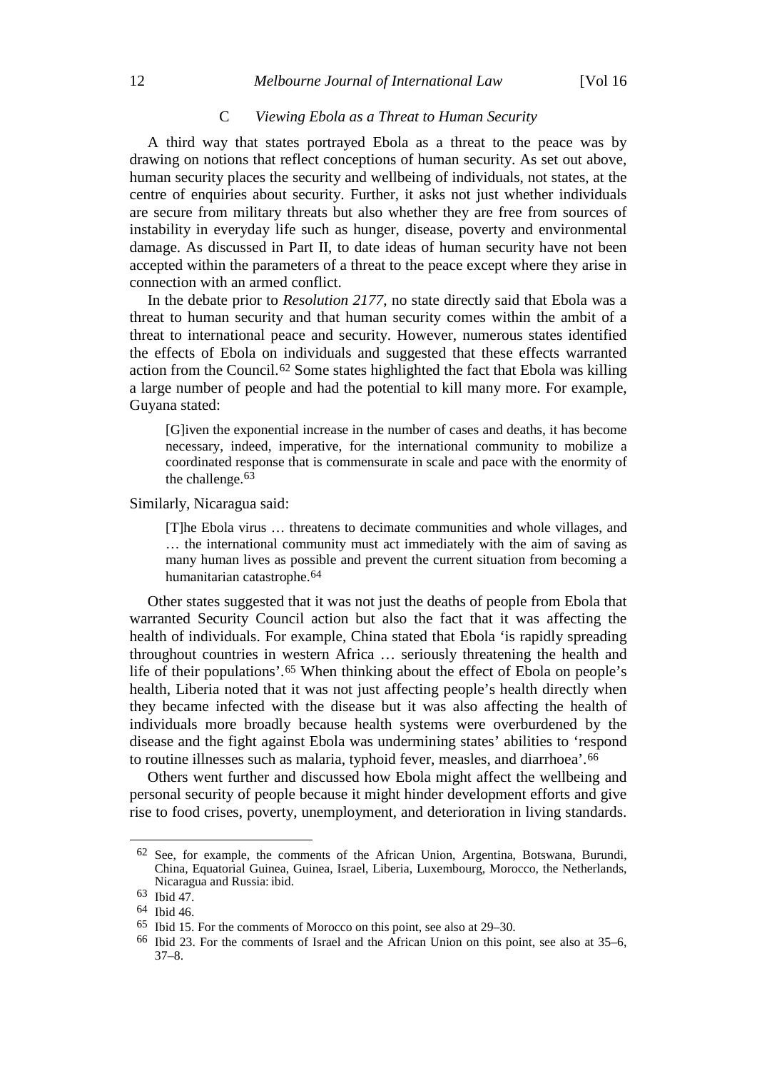### C *Viewing Ebola as a Threat to Human Security*

A third way that states portrayed Ebola as a threat to the peace was by drawing on notions that reflect conceptions of human security. As set out above, human security places the security and wellbeing of individuals, not states, at the centre of enquiries about security. Further, it asks not just whether individuals are secure from military threats but also whether they are free from sources of instability in everyday life such as hunger, disease, poverty and environmental damage. As discussed in Part II, to date ideas of human security have not been accepted within the parameters of a threat to the peace except where they arise in connection with an armed conflict.

In the debate prior to *Resolution 2177*, no state directly said that Ebola was a threat to human security and that human security comes within the ambit of a threat to international peace and security. However, numerous states identified the effects of Ebola on individuals and suggested that these effects warranted action from the Council.[62] Some states highlighted the fact that Ebola was killing a large number of people and had the potential to kill many more. For example, Guyana stated:

> [G]iven the exponential increase in the number of cases and deaths, it has become necessary, indeed, imperative, for the international community to mobilize a coordinated response that is commensurate in scale and pace with the enormity of the challenge.[63]

Similarly, Nicaragua said:

> [T]he Ebola virus … threatens to decimate communities and whole villages, and … the international community must act immediately with the aim of saving as many human lives as possible and prevent the current situation from becoming a humanitarian catastrophe.[64]

Other states suggested that it was not just the deaths of people from Ebola that warranted Security Council action but also the fact that it was affecting the health of individuals. For example, China stated that Ebola 'is rapidly spreading throughout countries in western Africa … seriously threatening the health and life of their populations'.[65] When thinking about the effect of Ebola on people's health, Liberia noted that it was not just affecting people's health directly when they became infected with the disease but it was also affecting the health of individuals more broadly because health systems were overburdened by the disease and the fight against Ebola was undermining states' abilities to 'respond to routine illnesses such as malaria, typhoid fever, measles, and diarrhoea'.[66]

Others went further and discussed how Ebola might affect the wellbeing and personal security of people because it might hinder development efforts and give rise to food crises, poverty, unemployment, and deterioration in living standards.

---

[62] See, for example, the comments of the African Union, Argentina, Botswana, Burundi, China, Equatorial Guinea, Guinea, Israel, Liberia, Luxembourg, Morocco, the Netherlands, Nicaragua and Russia: ibid.

[63] Ibid 47.

[64] Ibid 46.

[65] Ibid 15. For the comments of Morocco on this point, see also at 29–30.

[66] Ibid 23. For the comments of Israel and the African Union on this point, see also at 35–6, 37–8.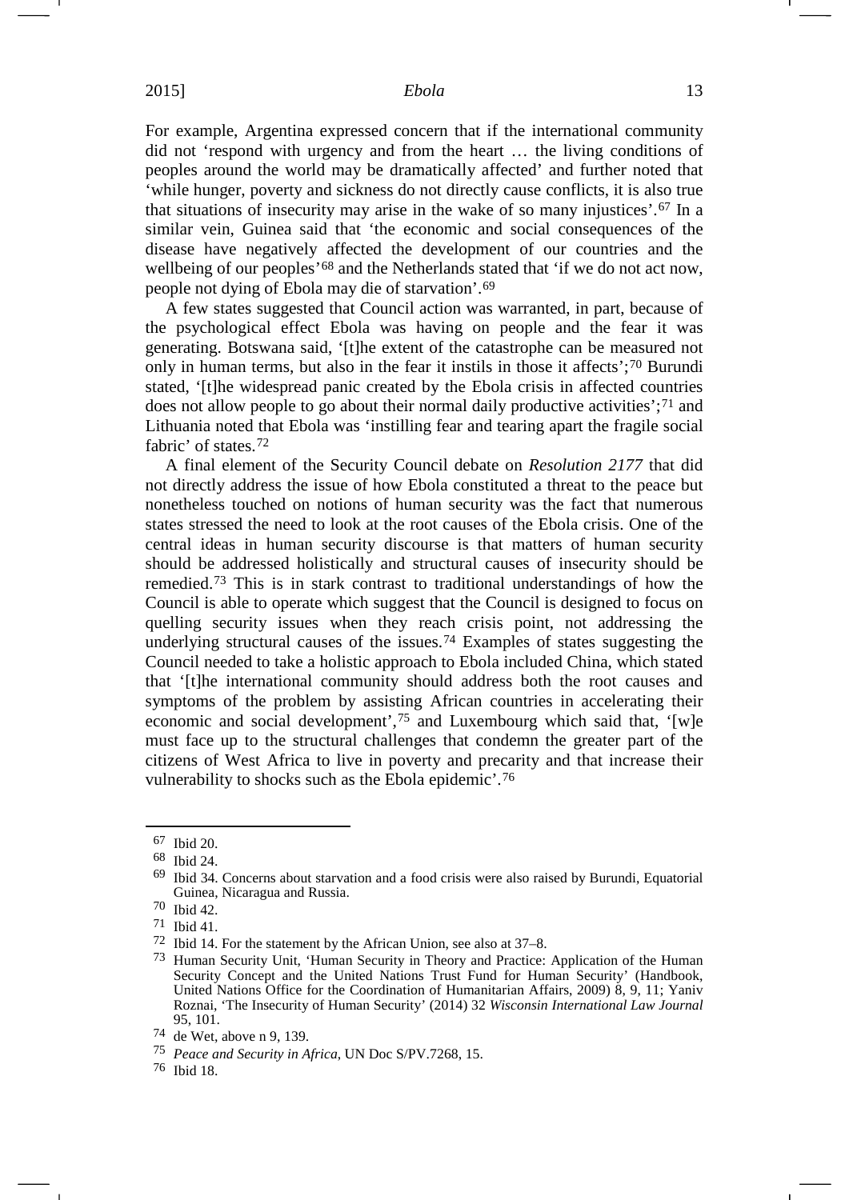For example, Argentina expressed concern that if the international community did not 'respond with urgency and from the heart … the living conditions of peoples around the world may be dramatically affected' and further noted that 'while hunger, poverty and sickness do not directly cause conflicts, it is also true that situations of insecurity may arise in the wake of so many injustices'.[67] In a similar vein, Guinea said that 'the economic and social consequences of the disease have negatively affected the development of our countries and the wellbeing of our peoples'[68] and the Netherlands stated that 'if we do not act now, people not dying of Ebola may die of starvation'.[69]

A few states suggested that Council action was warranted, in part, because of the psychological effect Ebola was having on people and the fear it was generating. Botswana said, '[t]he extent of the catastrophe can be measured not only in human terms, but also in the fear it instils in those it affects';[70] Burundi stated, '[t]he widespread panic created by the Ebola crisis in affected countries does not allow people to go about their normal daily productive activities';[71] and Lithuania noted that Ebola was 'instilling fear and tearing apart the fragile social fabric' of states.[72]

A final element of the Security Council debate on *Resolution 2177* that did not directly address the issue of how Ebola constituted a threat to the peace but nonetheless touched on notions of human security was the fact that numerous states stressed the need to look at the root causes of the Ebola crisis. One of the central ideas in human security discourse is that matters of human security should be addressed holistically and structural causes of insecurity should be remedied.[73] This is in stark contrast to traditional understandings of how the Council is able to operate which suggest that the Council is designed to focus on quelling security issues when they reach crisis point, not addressing the underlying structural causes of the issues.[74] Examples of states suggesting the Council needed to take a holistic approach to Ebola included China, which stated that '[t]he international community should address both the root causes and symptoms of the problem by assisting African countries in accelerating their economic and social development',[75] and Luxembourg which said that, '[w]e must face up to the structural challenges that condemn the greater part of the citizens of West Africa to live in poverty and precarity and that increase their vulnerability to shocks such as the Ebola epidemic'.[76]

---

[67] Ibid 20.

[68] Ibid 24.

[69] Ibid 34. Concerns about starvation and a food crisis were also raised by Burundi, Equatorial Guinea, Nicaragua and Russia.

[70] Ibid 42.

[71] Ibid 41.

[72] Ibid 14. For the statement by the African Union, see also at 37–8.

[73] Human Security Unit, 'Human Security in Theory and Practice: Application of the Human Security Concept and the United Nations Trust Fund for Human Security' (Handbook, United Nations Office for the Coordination of Humanitarian Affairs, 2009) 8, 9, 11; Yaniv Roznai, 'The Insecurity of Human Security' (2014) 32 *Wisconsin International Law Journal* 95, 101.

[74] de Wet, above n 9, 139.

[75] *Peace and Security in Africa*, UN Doc S/PV.7268, 15.

[76] Ibid 18.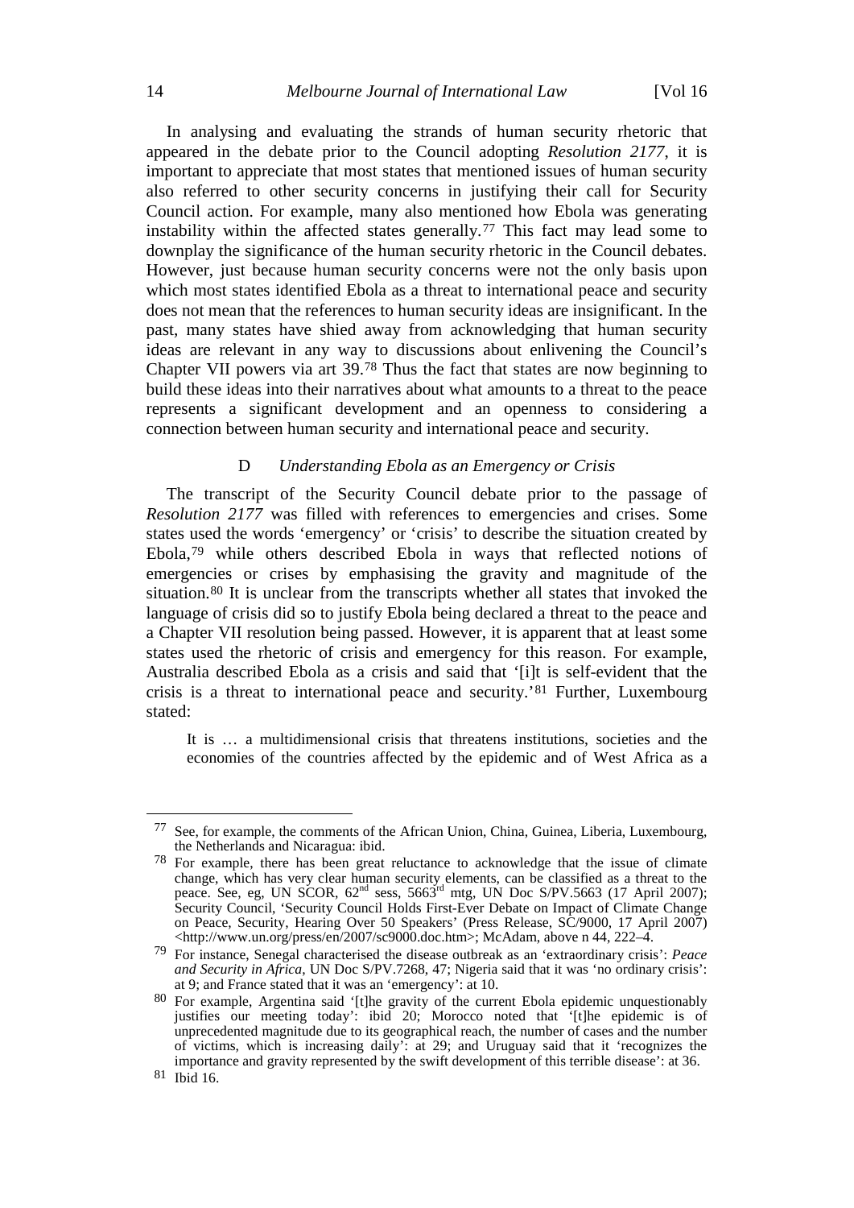In analysing and evaluating the strands of human security rhetoric that appeared in the debate prior to the Council adopting *Resolution 2177*, it is important to appreciate that most states that mentioned issues of human security also referred to other security concerns in justifying their call for Security Council action. For example, many also mentioned how Ebola was generating instability within the affected states generally.[77] This fact may lead some to downplay the significance of the human security rhetoric in the Council debates. However, just because human security concerns were not the only basis upon which most states identified Ebola as a threat to international peace and security does not mean that the references to human security ideas are insignificant. In the past, many states have shied away from acknowledging that human security ideas are relevant in any way to discussions about enlivening the Council's Chapter VII powers via art 39.[78] Thus the fact that states are now beginning to build these ideas into their narratives about what amounts to a threat to the peace represents a significant development and an openness to considering a connection between human security and international peace and security.

### D *Understanding Ebola as an Emergency or Crisis*

The transcript of the Security Council debate prior to the passage of *Resolution 2177* was filled with references to emergencies and crises. Some states used the words 'emergency' or 'crisis' to describe the situation created by Ebola,[79] while others described Ebola in ways that reflected notions of emergencies or crises by emphasising the gravity and magnitude of the situation.[80] It is unclear from the transcripts whether all states that invoked the language of crisis did so to justify Ebola being declared a threat to the peace and a Chapter VII resolution being passed. However, it is apparent that at least some states used the rhetoric of crisis and emergency for this reason. For example, Australia described Ebola as a crisis and said that '[i]t is self-evident that the crisis is a threat to international peace and security.'[81] Further, Luxembourg stated:

> It is … a multidimensional crisis that threatens institutions, societies and the economies of the countries affected by the epidemic and of West Africa as a

---

77 See, for example, the comments of the African Union, China, Guinea, Liberia, Luxembourg, the Netherlands and Nicaragua: ibid.

78 For example, there has been great reluctance to acknowledge that the issue of climate change, which has very clear human security elements, can be classified as a threat to the peace. See, eg, UN SCOR, 62nd sess, 5663rd mtg, UN Doc S/PV.5663 (17 April 2007); Security Council, 'Security Council Holds First-Ever Debate on Impact of Climate Change on Peace, Security, Hearing Over 50 Speakers' (Press Release, SC/9000, 17 April 2007) <http://www.un.org/press/en/2007/sc9000.doc.htm>; McAdam, above n 44, 222–4.

79 For instance, Senegal characterised the disease outbreak as an 'extraordinary crisis': *Peace and Security in Africa*, UN Doc S/PV.7268, 47; Nigeria said that it was 'no ordinary crisis': at 9; and France stated that it was an 'emergency': at 10.

80 For example, Argentina said '[t]he gravity of the current Ebola epidemic unquestionably justifies our meeting today': ibid 20; Morocco noted that '[t]he epidemic is of unprecedented magnitude due to its geographical reach, the number of cases and the number of victims, which is increasing daily': at 29; and Uruguay said that it 'recognizes the importance and gravity represented by the swift development of this terrible disease': at 36.

81 Ibid 16.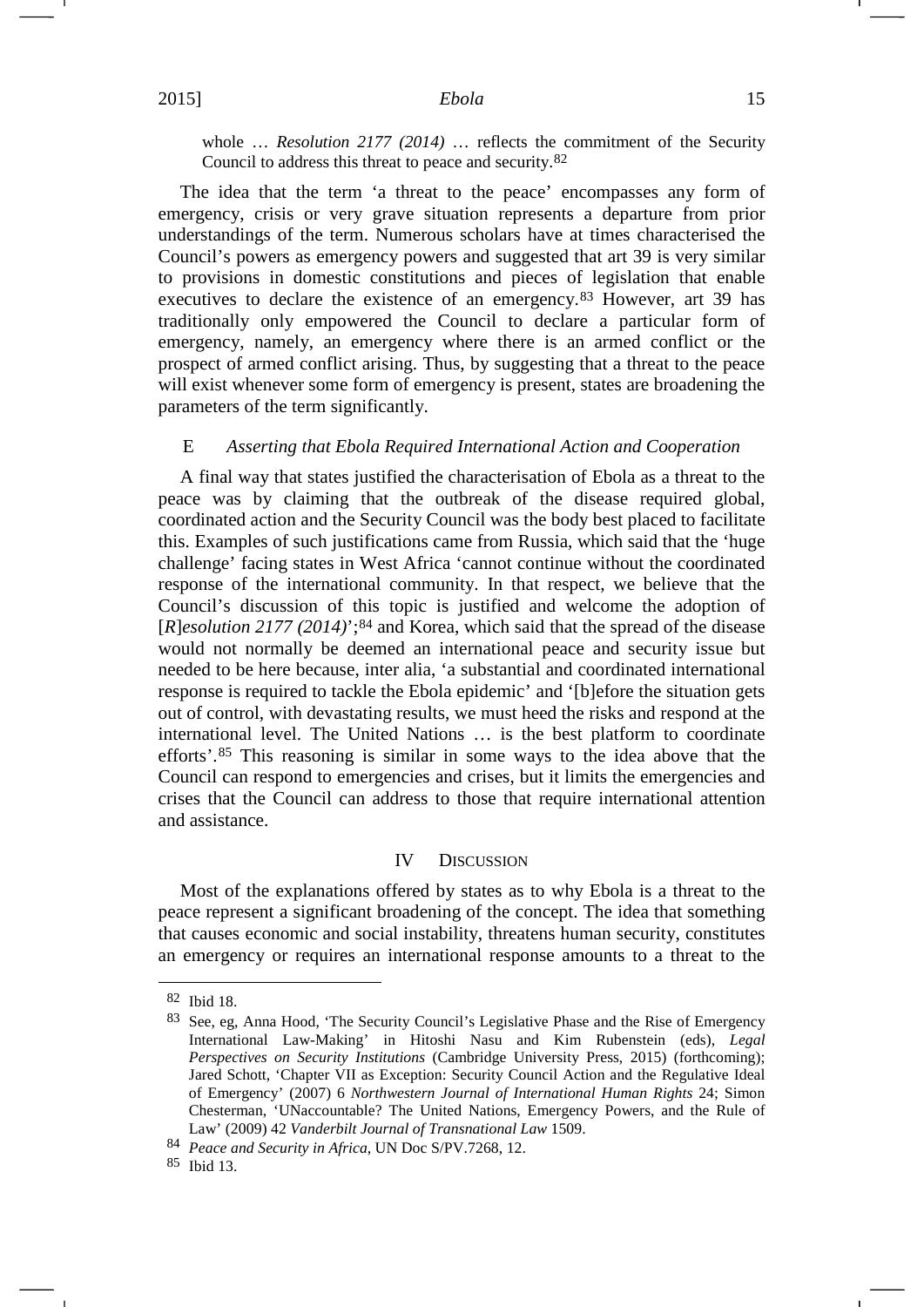whole … *Resolution 2177 (2014)* … reflects the commitment of the Security Council to address this threat to peace and security.[82]

The idea that the term 'a threat to the peace' encompasses any form of emergency, crisis or very grave situation represents a departure from prior understandings of the term. Numerous scholars have at times characterised the Council's powers as emergency powers and suggested that art 39 is very similar to provisions in domestic constitutions and pieces of legislation that enable executives to declare the existence of an emergency.[83] However, art 39 has traditionally only empowered the Council to declare a particular form of emergency, namely, an emergency where there is an armed conflict or the prospect of armed conflict arising. Thus, by suggesting that a threat to the peace will exist whenever some form of emergency is present, states are broadening the parameters of the term significantly.

### E *Asserting that Ebola Required International Action and Cooperation*

A final way that states justified the characterisation of Ebola as a threat to the peace was by claiming that the outbreak of the disease required global, coordinated action and the Security Council was the body best placed to facilitate this. Examples of such justifications came from Russia, which said that the 'huge challenge' facing states in West Africa 'cannot continue without the coordinated response of the international community. In that respect, we believe that the Council's discussion of this topic is justified and welcome the adoption of [*R*]*esolution 2177 (2014)*';[84] and Korea, which said that the spread of the disease would not normally be deemed an international peace and security issue but needed to be here because, inter alia, 'a substantial and coordinated international response is required to tackle the Ebola epidemic' and '[b]efore the situation gets out of control, with devastating results, we must heed the risks and respond at the international level. The United Nations … is the best platform to coordinate efforts'.[85] This reasoning is similar in some ways to the idea above that the Council can respond to emergencies and crises, but it limits the emergencies and crises that the Council can address to those that require international attention and assistance.

## IV DISCUSSION

Most of the explanations offered by states as to why Ebola is a threat to the peace represent a significant broadening of the concept. The idea that something that causes economic and social instability, threatens human security, constitutes an emergency or requires an international response amounts to a threat to the

---

[82] Ibid 18.

[83] See, eg, Anna Hood, 'The Security Council's Legislative Phase and the Rise of Emergency International Law-Making' in Hitoshi Nasu and Kim Rubenstein (eds), *Legal Perspectives on Security Institutions* (Cambridge University Press, 2015) (forthcoming); Jared Schott, 'Chapter VII as Exception: Security Council Action and the Regulative Ideal of Emergency' (2007) 6 *Northwestern Journal of International Human Rights* 24; Simon Chesterman, 'UNaccountable? The United Nations, Emergency Powers, and the Rule of Law' (2009) 42 *Vanderbilt Journal of Transnational Law* 1509.

[84] *Peace and Security in Africa*, UN Doc S/PV.7268, 12.

[85] Ibid 13.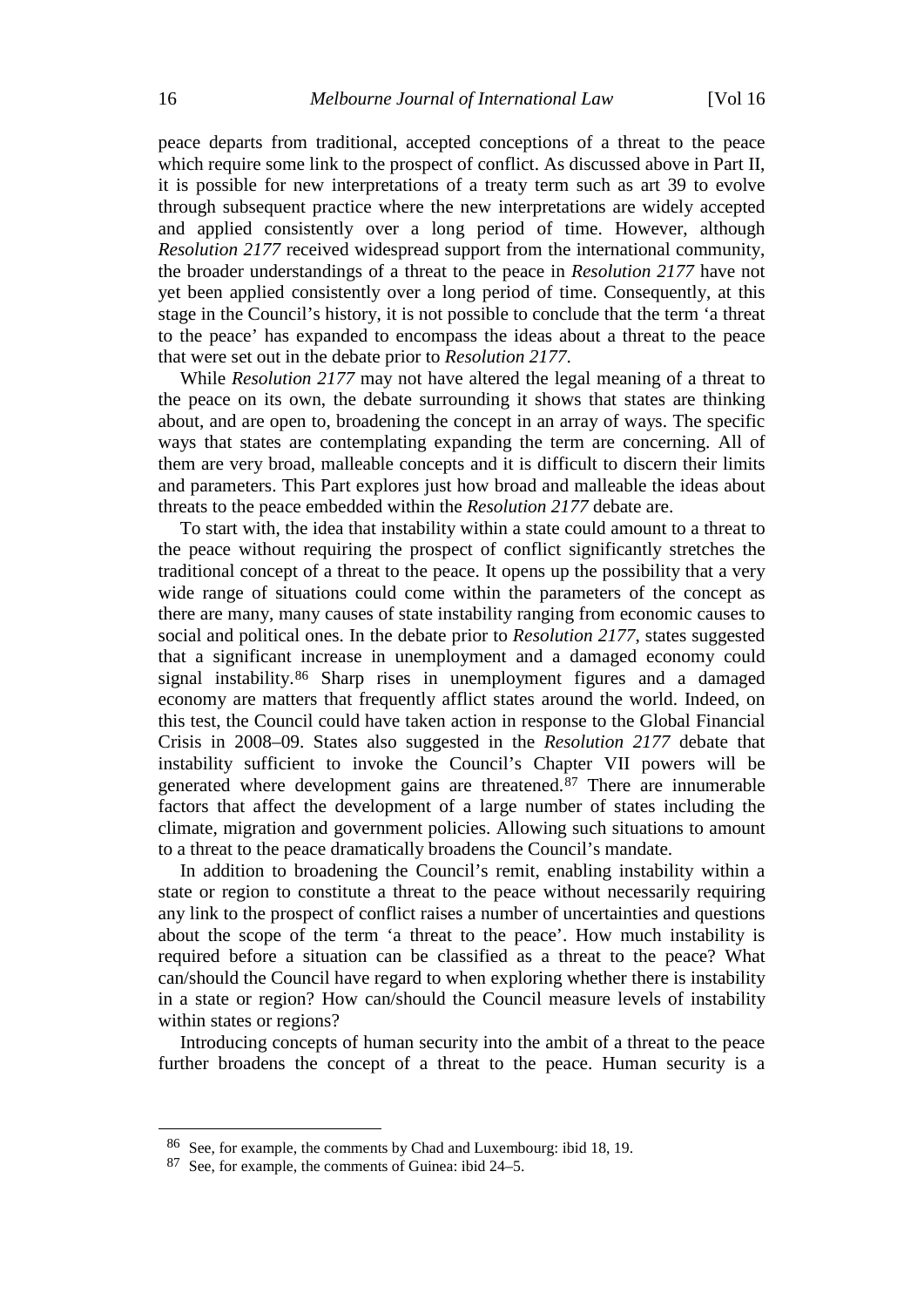peace departs from traditional, accepted conceptions of a threat to the peace which require some link to the prospect of conflict. As discussed above in Part II, it is possible for new interpretations of a treaty term such as art 39 to evolve through subsequent practice where the new interpretations are widely accepted and applied consistently over a long period of time. However, although *Resolution 2177* received widespread support from the international community, the broader understandings of a threat to the peace in *Resolution 2177* have not yet been applied consistently over a long period of time. Consequently, at this stage in the Council's history, it is not possible to conclude that the term 'a threat to the peace' has expanded to encompass the ideas about a threat to the peace that were set out in the debate prior to *Resolution 2177*.

While *Resolution 2177* may not have altered the legal meaning of a threat to the peace on its own, the debate surrounding it shows that states are thinking about, and are open to, broadening the concept in an array of ways. The specific ways that states are contemplating expanding the term are concerning. All of them are very broad, malleable concepts and it is difficult to discern their limits and parameters. This Part explores just how broad and malleable the ideas about threats to the peace embedded within the *Resolution 2177* debate are.

To start with, the idea that instability within a state could amount to a threat to the peace without requiring the prospect of conflict significantly stretches the traditional concept of a threat to the peace. It opens up the possibility that a very wide range of situations could come within the parameters of the concept as there are many, many causes of state instability ranging from economic causes to social and political ones. In the debate prior to *Resolution 2177*, states suggested that a significant increase in unemployment and a damaged economy could signal instability.[86] Sharp rises in unemployment figures and a damaged economy are matters that frequently afflict states around the world. Indeed, on this test, the Council could have taken action in response to the Global Financial Crisis in 2008–09. States also suggested in the *Resolution 2177* debate that instability sufficient to invoke the Council's Chapter VII powers will be generated where development gains are threatened.[87] There are innumerable factors that affect the development of a large number of states including the climate, migration and government policies. Allowing such situations to amount to a threat to the peace dramatically broadens the Council's mandate.

In addition to broadening the Council's remit, enabling instability within a state or region to constitute a threat to the peace without necessarily requiring any link to the prospect of conflict raises a number of uncertainties and questions about the scope of the term 'a threat to the peace'. How much instability is required before a situation can be classified as a threat to the peace? What can/should the Council have regard to when exploring whether there is instability in a state or region? How can/should the Council measure levels of instability within states or regions?

Introducing concepts of human security into the ambit of a threat to the peace further broadens the concept of a threat to the peace. Human security is a

---

[86] See, for example, the comments by Chad and Luxembourg: ibid 18, 19.

[87] See, for example, the comments of Guinea: ibid 24–5.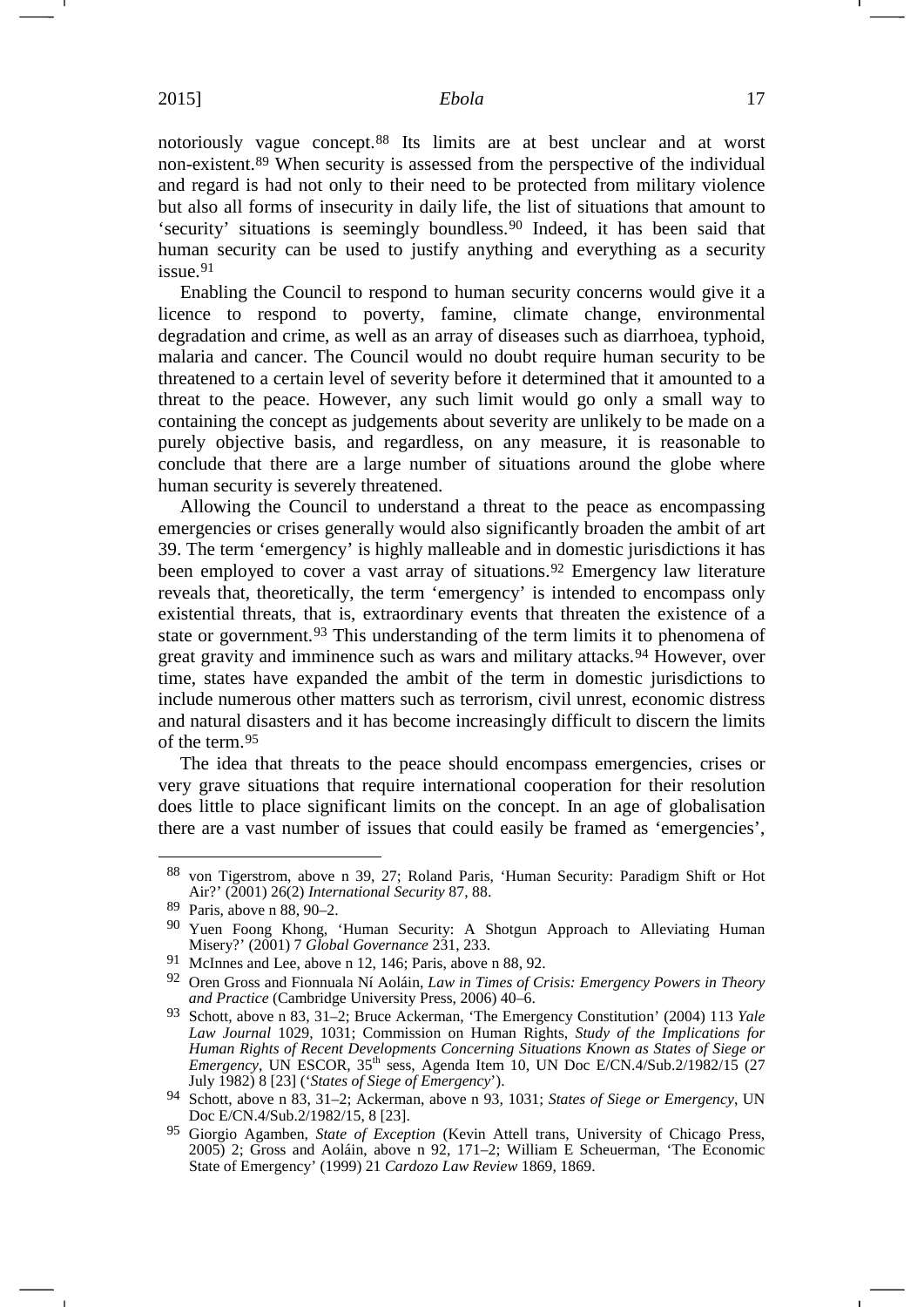notoriously vague concept.[88] Its limits are at best unclear and at worst non-existent.[89] When security is assessed from the perspective of the individual and regard is had not only to their need to be protected from military violence but also all forms of insecurity in daily life, the list of situations that amount to 'security' situations is seemingly boundless.[90] Indeed, it has been said that human security can be used to justify anything and everything as a security issue.[91]

Enabling the Council to respond to human security concerns would give it a licence to respond to poverty, famine, climate change, environmental degradation and crime, as well as an array of diseases such as diarrhoea, typhoid, malaria and cancer. The Council would no doubt require human security to be threatened to a certain level of severity before it determined that it amounted to a threat to the peace. However, any such limit would go only a small way to containing the concept as judgements about severity are unlikely to be made on a purely objective basis, and regardless, on any measure, it is reasonable to conclude that there are a large number of situations around the globe where human security is severely threatened.

Allowing the Council to understand a threat to the peace as encompassing emergencies or crises generally would also significantly broaden the ambit of art 39. The term 'emergency' is highly malleable and in domestic jurisdictions it has been employed to cover a vast array of situations.[92] Emergency law literature reveals that, theoretically, the term 'emergency' is intended to encompass only existential threats, that is, extraordinary events that threaten the existence of a state or government.[93] This understanding of the term limits it to phenomena of great gravity and imminence such as wars and military attacks.[94] However, over time, states have expanded the ambit of the term in domestic jurisdictions to include numerous other matters such as terrorism, civil unrest, economic distress and natural disasters and it has become increasingly difficult to discern the limits of the term.[95]

The idea that threats to the peace should encompass emergencies, crises or very grave situations that require international cooperation for their resolution does little to place significant limits on the concept. In an age of globalisation there are a vast number of issues that could easily be framed as 'emergencies',

---

[88] von Tigerstrom, above n 39, 27; Roland Paris, 'Human Security: Paradigm Shift or Hot Air?' (2001) 26(2) *International Security* 87, 88.

[89] Paris, above n 88, 90–2.

[90] Yuen Foong Khong, 'Human Security: A Shotgun Approach to Alleviating Human Misery?' (2001) 7 *Global Governance* 231, 233.

[91] McInnes and Lee, above n 12, 146; Paris, above n 88, 92.

[92] Oren Gross and Fionnuala Ní Aoláin, *Law in Times of Crisis: Emergency Powers in Theory and Practice* (Cambridge University Press, 2006) 40–6.

[93] Schott, above n 83, 31–2; Bruce Ackerman, 'The Emergency Constitution' (2004) 113 *Yale Law Journal* 1029, 1031; Commission on Human Rights, *Study of the Implications for Human Rights of Recent Developments Concerning Situations Known as States of Siege or Emergency*, UN ESCOR, 35th sess, Agenda Item 10, UN Doc E/CN.4/Sub.2/1982/15 (27 July 1982) 8 [23] ('*States of Siege of Emergency*').

[94] Schott, above n 83, 31–2; Ackerman, above n 93, 1031; *States of Siege or Emergency*, UN Doc E/CN.4/Sub.2/1982/15, 8 [23].

[95] Giorgio Agamben, *State of Exception* (Kevin Attell trans, University of Chicago Press, 2005) 2; Gross and Aoláin, above n 92, 171–2; William E Scheuerman, 'The Economic State of Emergency' (1999) 21 *Cardozo Law Review* 1869, 1869.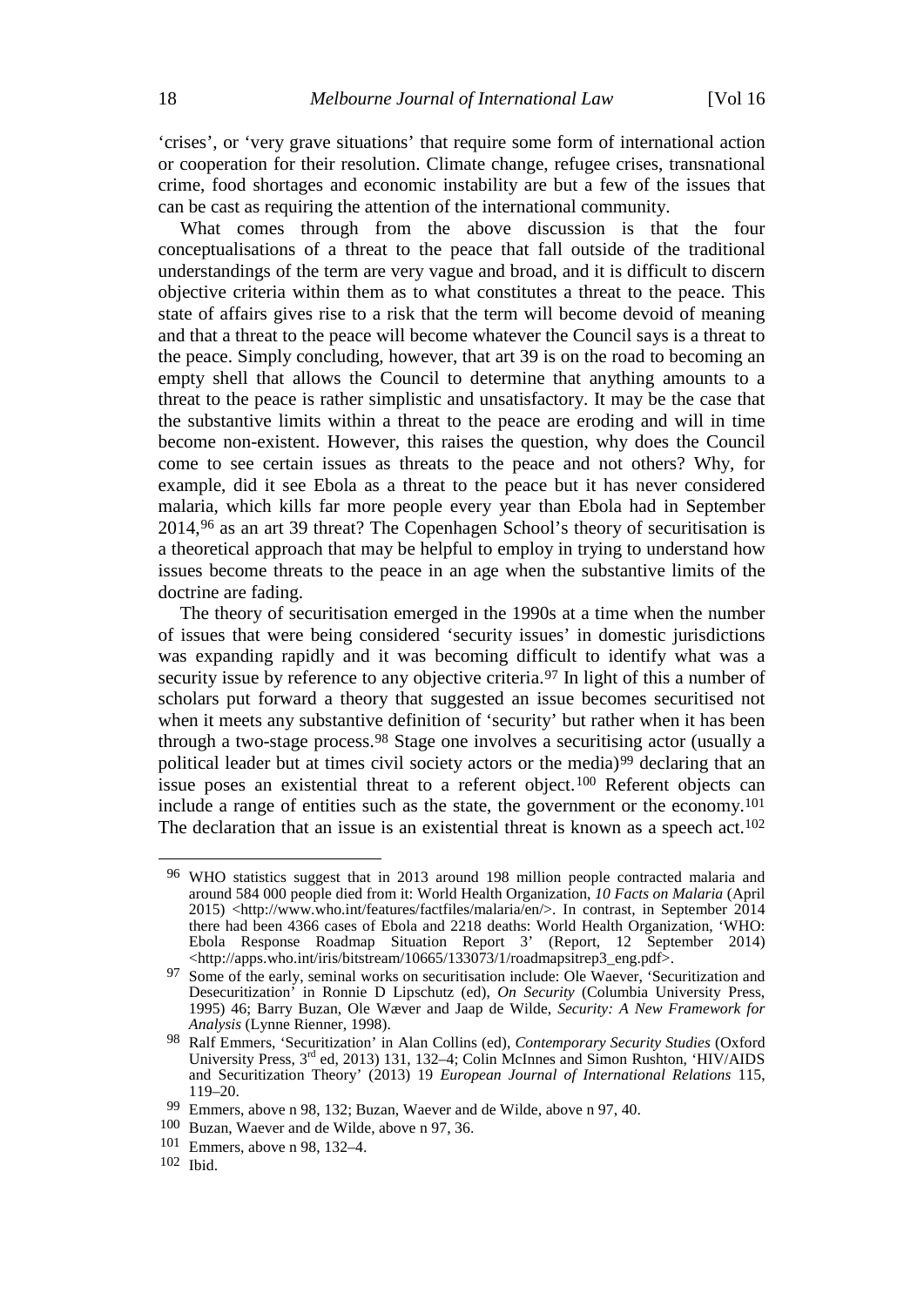'crises', or 'very grave situations' that require some form of international action or cooperation for their resolution. Climate change, refugee crises, transnational crime, food shortages and economic instability are but a few of the issues that can be cast as requiring the attention of the international community.

What comes through from the above discussion is that the four conceptualisations of a threat to the peace that fall outside of the traditional understandings of the term are very vague and broad, and it is difficult to discern objective criteria within them as to what constitutes a threat to the peace. This state of affairs gives rise to a risk that the term will become devoid of meaning and that a threat to the peace will become whatever the Council says is a threat to the peace. Simply concluding, however, that art 39 is on the road to becoming an empty shell that allows the Council to determine that anything amounts to a threat to the peace is rather simplistic and unsatisfactory. It may be the case that the substantive limits within a threat to the peace are eroding and will in time become non-existent. However, this raises the question, why does the Council come to see certain issues as threats to the peace and not others? Why, for example, did it see Ebola as a threat to the peace but it has never considered malaria, which kills far more people every year than Ebola had in September 2014,[96] as an art 39 threat? The Copenhagen School's theory of securitisation is a theoretical approach that may be helpful to employ in trying to understand how issues become threats to the peace in an age when the substantive limits of the doctrine are fading.

The theory of securitisation emerged in the 1990s at a time when the number of issues that were being considered 'security issues' in domestic jurisdictions was expanding rapidly and it was becoming difficult to identify what was a security issue by reference to any objective criteria.[97] In light of this a number of scholars put forward a theory that suggested an issue becomes securitised not when it meets any substantive definition of 'security' but rather when it has been through a two-stage process.[98] Stage one involves a securitising actor (usually a political leader but at times civil society actors or the media)[99] declaring that an issue poses an existential threat to a referent object.[100] Referent objects can include a range of entities such as the state, the government or the economy.[101] The declaration that an issue is an existential threat is known as a speech act.[102]

---

[96] WHO statistics suggest that in 2013 around 198 million people contracted malaria and around 584 000 people died from it: World Health Organization, *10 Facts on Malaria* (April 2015) <http://www.who.int/features/factfiles/malaria/en/>. In contrast, in September 2014 there had been 4366 cases of Ebola and 2218 deaths: World Health Organization, 'WHO: Ebola Response Roadmap Situation Report 3' (Report, 12 September 2014) <http://apps.who.int/iris/bitstream/10665/133073/1/roadmapsitrep3_eng.pdf>.

[97] Some of the early, seminal works on securitisation include: Ole Waever, 'Securitization and Desecuritization' in Ronnie D Lipschutz (ed), *On Security* (Columbia University Press, 1995) 46; Barry Buzan, Ole Wæver and Jaap de Wilde, *Security: A New Framework for Analysis* (Lynne Rienner, 1998).

[98] Ralf Emmers, 'Securitization' in Alan Collins (ed), *Contemporary Security Studies* (Oxford University Press, 3rd ed, 2013) 131, 132–4; Colin McInnes and Simon Rushton, 'HIV/AIDS and Securitization Theory' (2013) 19 *European Journal of International Relations* 115, 119–20.

[99] Emmers, above n 98, 132; Buzan, Waever and de Wilde, above n 97, 40.

[100] Buzan, Waever and de Wilde, above n 97, 36.

[101] Emmers, above n 98, 132–4.

[102] Ibid.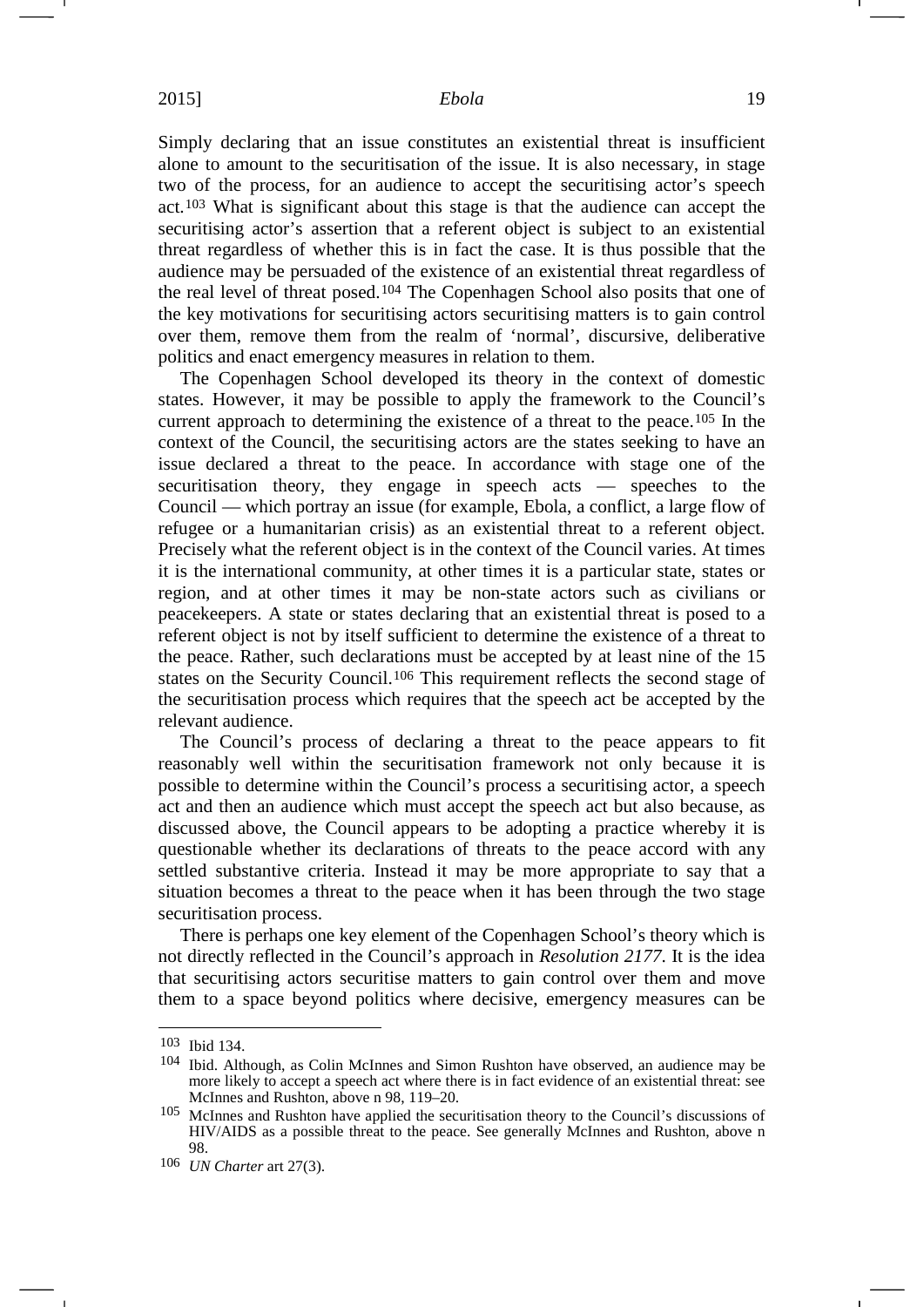Simply declaring that an issue constitutes an existential threat is insufficient alone to amount to the securitisation of the issue. It is also necessary, in stage two of the process, for an audience to accept the securitising actor's speech act.[103] What is significant about this stage is that the audience can accept the securitising actor's assertion that a referent object is subject to an existential threat regardless of whether this is in fact the case. It is thus possible that the audience may be persuaded of the existence of an existential threat regardless of the real level of threat posed.[104] The Copenhagen School also posits that one of the key motivations for securitising actors securitising matters is to gain control over them, remove them from the realm of 'normal', discursive, deliberative politics and enact emergency measures in relation to them.

The Copenhagen School developed its theory in the context of domestic states. However, it may be possible to apply the framework to the Council's current approach to determining the existence of a threat to the peace.[105] In the context of the Council, the securitising actors are the states seeking to have an issue declared a threat to the peace. In accordance with stage one of the securitisation theory, they engage in speech acts — speeches to the Council — which portray an issue (for example, Ebola, a conflict, a large flow of refugee or a humanitarian crisis) as an existential threat to a referent object. Precisely what the referent object is in the context of the Council varies. At times it is the international community, at other times it is a particular state, states or region, and at other times it may be non-state actors such as civilians or peacekeepers. A state or states declaring that an existential threat is posed to a referent object is not by itself sufficient to determine the existence of a threat to the peace. Rather, such declarations must be accepted by at least nine of the 15 states on the Security Council.[106] This requirement reflects the second stage of the securitisation process which requires that the speech act be accepted by the relevant audience.

The Council's process of declaring a threat to the peace appears to fit reasonably well within the securitisation framework not only because it is possible to determine within the Council's process a securitising actor, a speech act and then an audience which must accept the speech act but also because, as discussed above, the Council appears to be adopting a practice whereby it is questionable whether its declarations of threats to the peace accord with any settled substantive criteria. Instead it may be more appropriate to say that a situation becomes a threat to the peace when it has been through the two stage securitisation process.

There is perhaps one key element of the Copenhagen School's theory which is not directly reflected in the Council's approach in *Resolution 2177*. It is the idea that securitising actors securitise matters to gain control over them and move them to a space beyond politics where decisive, emergency measures can be

---

[103] Ibid 134.

[104] Ibid. Although, as Colin McInnes and Simon Rushton have observed, an audience may be more likely to accept a speech act where there is in fact evidence of an existential threat: see McInnes and Rushton, above n 98, 119–20.

[105] McInnes and Rushton have applied the securitisation theory to the Council's discussions of HIV/AIDS as a possible threat to the peace. See generally McInnes and Rushton, above n 98.

[106] *UN Charter* art 27(3).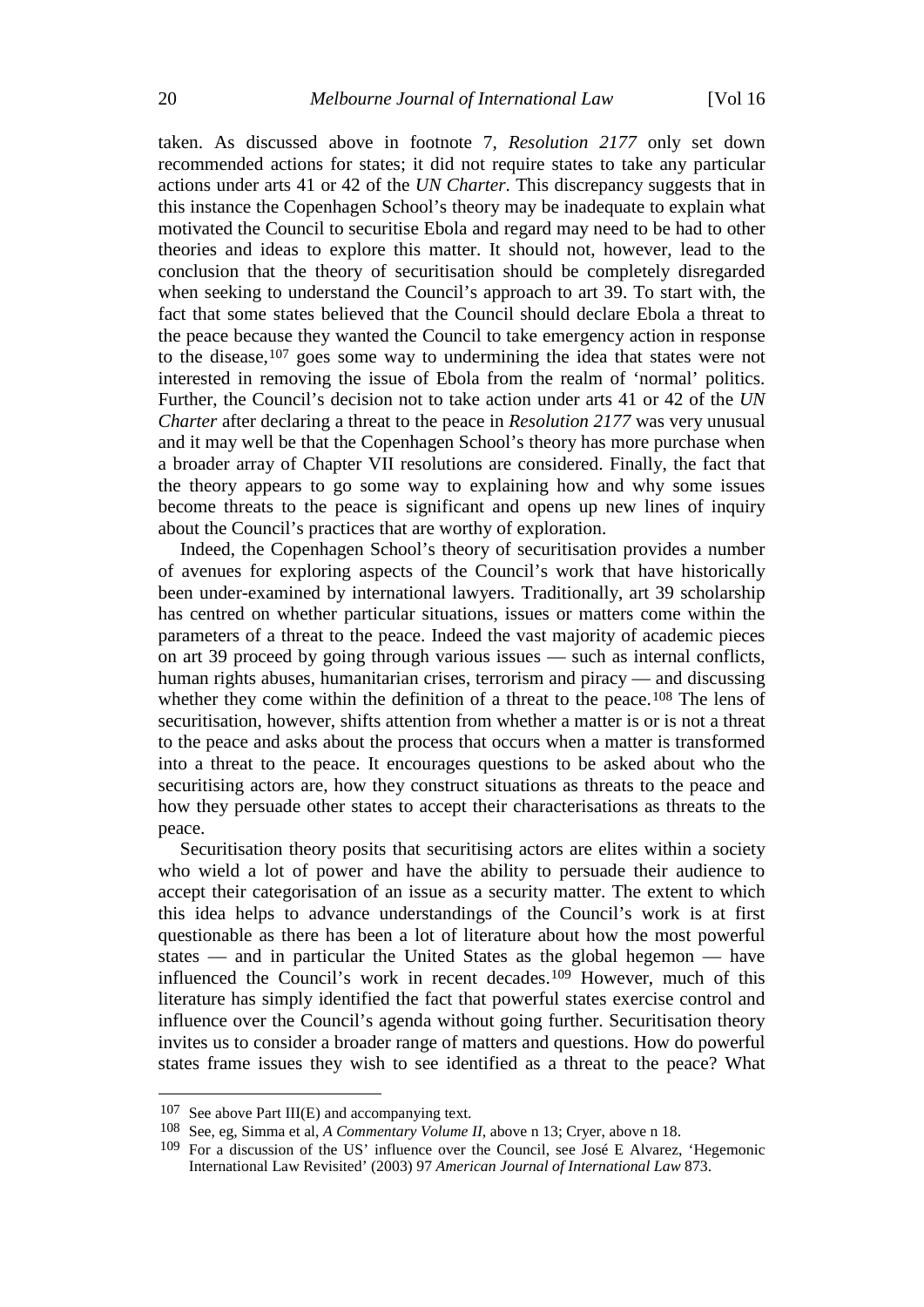taken. As discussed above in footnote 7, *Resolution 2177* only set down recommended actions for states; it did not require states to take any particular actions under arts 41 or 42 of the *UN Charter*. This discrepancy suggests that in this instance the Copenhagen School's theory may be inadequate to explain what motivated the Council to securitise Ebola and regard may need to be had to other theories and ideas to explore this matter. It should not, however, lead to the conclusion that the theory of securitisation should be completely disregarded when seeking to understand the Council's approach to art 39. To start with, the fact that some states believed that the Council should declare Ebola a threat to the peace because they wanted the Council to take emergency action in response to the disease,[107] goes some way to undermining the idea that states were not interested in removing the issue of Ebola from the realm of 'normal' politics. Further, the Council's decision not to take action under arts 41 or 42 of the *UN Charter* after declaring a threat to the peace in *Resolution 2177* was very unusual and it may well be that the Copenhagen School's theory has more purchase when a broader array of Chapter VII resolutions are considered. Finally, the fact that the theory appears to go some way to explaining how and why some issues become threats to the peace is significant and opens up new lines of inquiry about the Council's practices that are worthy of exploration.

Indeed, the Copenhagen School's theory of securitisation provides a number of avenues for exploring aspects of the Council's work that have historically been under-examined by international lawyers. Traditionally, art 39 scholarship has centred on whether particular situations, issues or matters come within the parameters of a threat to the peace. Indeed the vast majority of academic pieces on art 39 proceed by going through various issues — such as internal conflicts, human rights abuses, humanitarian crises, terrorism and piracy — and discussing whether they come within the definition of a threat to the peace.[108] The lens of securitisation, however, shifts attention from whether a matter is or is not a threat to the peace and asks about the process that occurs when a matter is transformed into a threat to the peace. It encourages questions to be asked about who the securitising actors are, how they construct situations as threats to the peace and how they persuade other states to accept their characterisations as threats to the peace.

Securitisation theory posits that securitising actors are elites within a society who wield a lot of power and have the ability to persuade their audience to accept their categorisation of an issue as a security matter. The extent to which this idea helps to advance understandings of the Council's work is at first questionable as there has been a lot of literature about how the most powerful states — and in particular the United States as the global hegemon — have influenced the Council's work in recent decades.[109] However, much of this literature has simply identified the fact that powerful states exercise control and influence over the Council's agenda without going further. Securitisation theory invites us to consider a broader range of matters and questions. How do powerful states frame issues they wish to see identified as a threat to the peace? What

---

[107] See above Part III(E) and accompanying text.

[108] See, eg, Simma et al, *A Commentary Volume II*, above n 13; Cryer, above n 18.

[109] For a discussion of the US' influence over the Council, see José E Alvarez, 'Hegemonic International Law Revisited' (2003) 97 *American Journal of International Law* 873.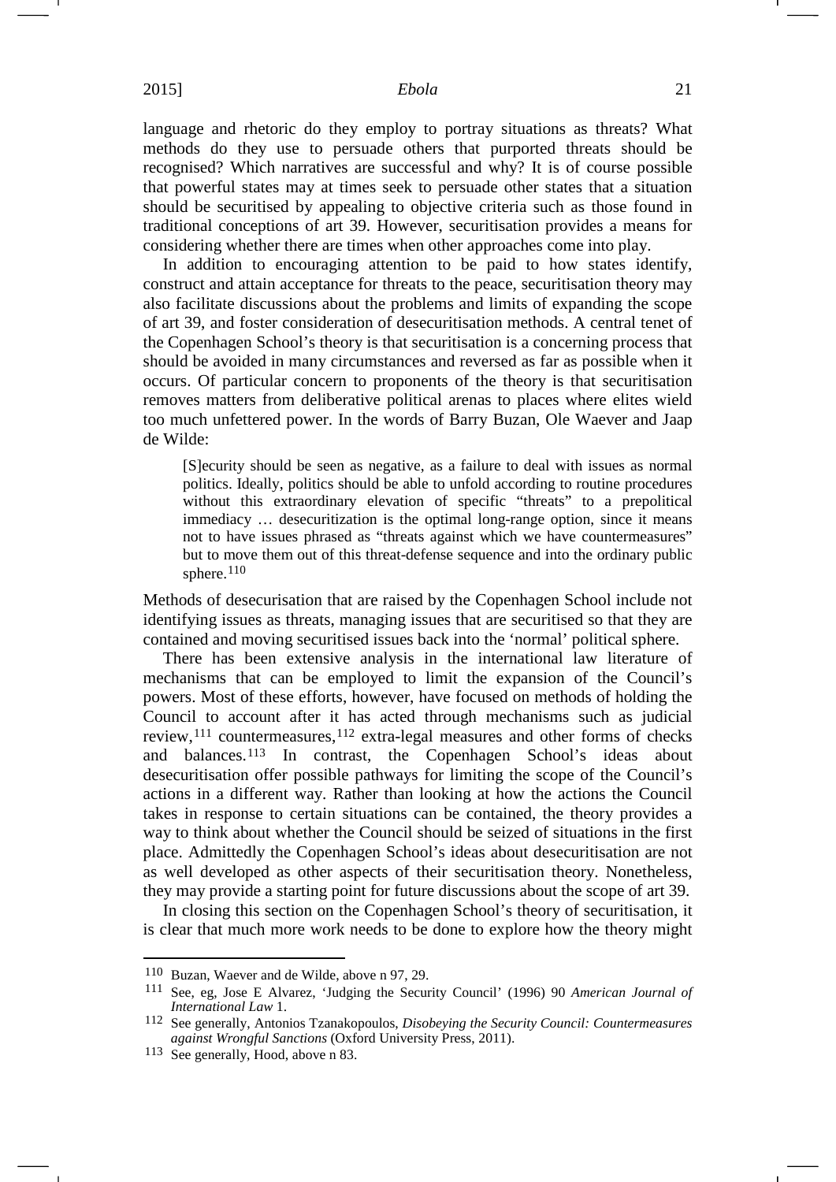language and rhetoric do they employ to portray situations as threats? What methods do they use to persuade others that purported threats should be recognised? Which narratives are successful and why? It is of course possible that powerful states may at times seek to persuade other states that a situation should be securitised by appealing to objective criteria such as those found in traditional conceptions of art 39. However, securitisation provides a means for considering whether there are times when other approaches come into play.

In addition to encouraging attention to be paid to how states identify, construct and attain acceptance for threats to the peace, securitisation theory may also facilitate discussions about the problems and limits of expanding the scope of art 39, and foster consideration of desecuritisation methods. A central tenet of the Copenhagen School's theory is that securitisation is a concerning process that should be avoided in many circumstances and reversed as far as possible when it occurs. Of particular concern to proponents of the theory is that securitisation removes matters from deliberative political arenas to places where elites wield too much unfettered power. In the words of Barry Buzan, Ole Waever and Jaap de Wilde:

> [S]ecurity should be seen as negative, as a failure to deal with issues as normal politics. Ideally, politics should be able to unfold according to routine procedures without this extraordinary elevation of specific "threats" to a prepolitical immediacy … desecuritization is the optimal long-range option, since it means not to have issues phrased as "threats against which we have countermeasures" but to move them out of this threat-defense sequence and into the ordinary public sphere.[110]

Methods of desecurisation that are raised by the Copenhagen School include not identifying issues as threats, managing issues that are securitised so that they are contained and moving securitised issues back into the 'normal' political sphere.

There has been extensive analysis in the international law literature of mechanisms that can be employed to limit the expansion of the Council's powers. Most of these efforts, however, have focused on methods of holding the Council to account after it has acted through mechanisms such as judicial review,[111] countermeasures,[112] extra-legal measures and other forms of checks and balances.[113] In contrast, the Copenhagen School's ideas about desecuritisation offer possible pathways for limiting the scope of the Council's actions in a different way. Rather than looking at how the actions the Council takes in response to certain situations can be contained, the theory provides a way to think about whether the Council should be seized of situations in the first place. Admittedly the Copenhagen School's ideas about desecuritisation are not as well developed as other aspects of their securitisation theory. Nonetheless, they may provide a starting point for future discussions about the scope of art 39.

In closing this section on the Copenhagen School's theory of securitisation, it is clear that much more work needs to be done to explore how the theory might

---

[110] Buzan, Waever and de Wilde, above n 97, 29.

[111] See, eg, Jose E Alvarez, 'Judging the Security Council' (1996) 90 *American Journal of International Law* 1.

[112] See generally, Antonios Tzanakopoulos, *Disobeying the Security Council: Countermeasures against Wrongful Sanctions* (Oxford University Press, 2011).

[113] See generally, Hood, above n 83.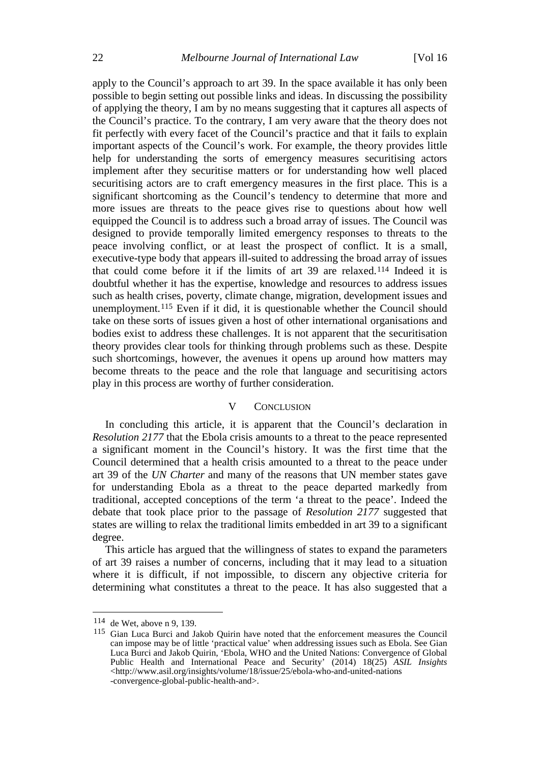apply to the Council's approach to art 39. In the space available it has only been possible to begin setting out possible links and ideas. In discussing the possibility of applying the theory, I am by no means suggesting that it captures all aspects of the Council's practice. To the contrary, I am very aware that the theory does not fit perfectly with every facet of the Council's practice and that it fails to explain important aspects of the Council's work. For example, the theory provides little help for understanding the sorts of emergency measures securitising actors implement after they securitise matters or for understanding how well placed securitising actors are to craft emergency measures in the first place. This is a significant shortcoming as the Council's tendency to determine that more and more issues are threats to the peace gives rise to questions about how well equipped the Council is to address such a broad array of issues. The Council was designed to provide temporally limited emergency responses to threats to the peace involving conflict, or at least the prospect of conflict. It is a small, executive-type body that appears ill-suited to addressing the broad array of issues that could come before it if the limits of art 39 are relaxed.[114] Indeed it is doubtful whether it has the expertise, knowledge and resources to address issues such as health crises, poverty, climate change, migration, development issues and unemployment.[115] Even if it did, it is questionable whether the Council should take on these sorts of issues given a host of other international organisations and bodies exist to address these challenges. It is not apparent that the securitisation theory provides clear tools for thinking through problems such as these. Despite such shortcomings, however, the avenues it opens up around how matters may become threats to the peace and the role that language and securitising actors play in this process are worthy of further consideration.

## V Conclusion

In concluding this article, it is apparent that the Council's declaration in *Resolution 2177* that the Ebola crisis amounts to a threat to the peace represented a significant moment in the Council's history. It was the first time that the Council determined that a health crisis amounted to a threat to the peace under art 39 of the *UN Charter* and many of the reasons that UN member states gave for understanding Ebola as a threat to the peace departed markedly from traditional, accepted conceptions of the term 'a threat to the peace'. Indeed the debate that took place prior to the passage of *Resolution 2177* suggested that states are willing to relax the traditional limits embedded in art 39 to a significant degree.

This article has argued that the willingness of states to expand the parameters of art 39 raises a number of concerns, including that it may lead to a situation where it is difficult, if not impossible, to discern any objective criteria for determining what constitutes a threat to the peace. It has also suggested that a

---

[114] de Wet, above n 9, 139.

[115] Gian Luca Burci and Jakob Quirin have noted that the enforcement measures the Council can impose may be of little 'practical value' when addressing issues such as Ebola. See Gian Luca Burci and Jakob Quirin, 'Ebola, WHO and the United Nations: Convergence of Global Public Health and International Peace and Security' (2014) 18(25) *ASIL Insights* <http://www.asil.org/insights/volume/18/issue/25/ebola-who-and-united-nations-convergence-global-public-health-and>.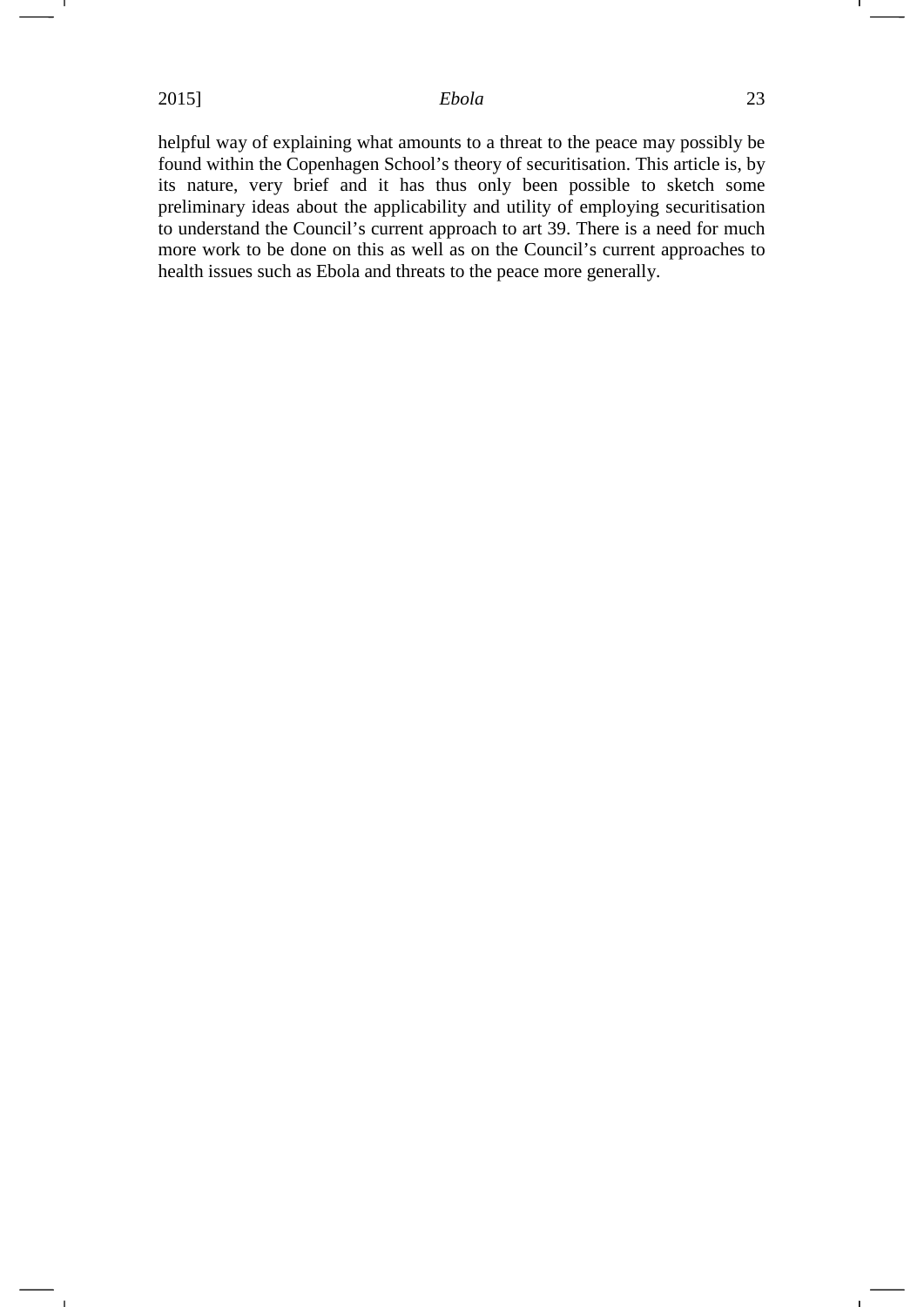helpful way of explaining what amounts to a threat to the peace may possibly be found within the Copenhagen School's theory of securitisation. This article is, by its nature, very brief and it has thus only been possible to sketch some preliminary ideas about the applicability and utility of employing securitisation to understand the Council's current approach to art 39. There is a need for much more work to be done on this as well as on the Council's current approaches to health issues such as Ebola and threats to the peace more generally.